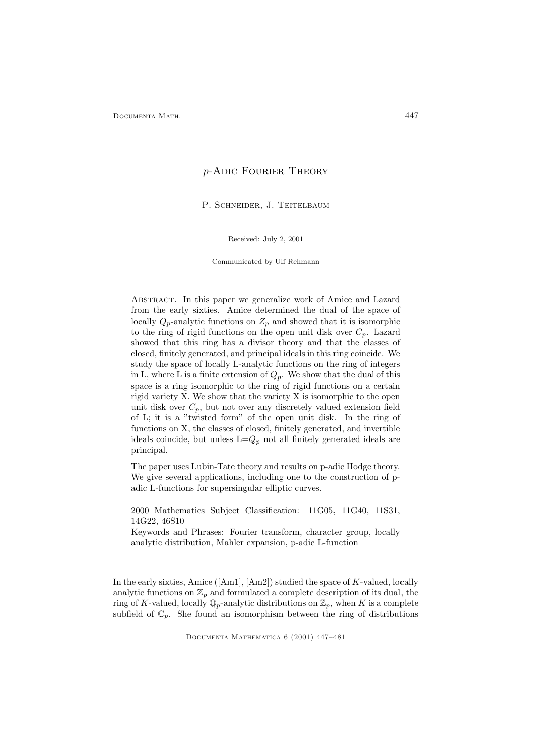# $p$-Adic Fourier Theory

P. Schneider, J. Teitelbaum

Received: July 2, 2001

Communicated by Ulf Rehmann

Abstract. In this paper we generalize work of Amice and Lazard from the early sixties. Amice determined the dual of the space of locally $Q_p$-analytic functions on $Z_p$ and showed that it is isomorphic to the ring of rigid functions on the open unit disk over $C_p$. Lazard showed that this ring has a divisor theory and that the classes of closed, finitely generated, and principal ideals in this ring coincide. We study the space of locally L-analytic functions on the ring of integers in L, where L is a finite extension of $Q_p$. We show that the dual of this space is a ring isomorphic to the ring of rigid functions on a certain rigid variety X. We show that the variety X is isomorphic to the open unit disk over $C_p$, but not over any discretely valued extension field of L; it is a "twisted form" of the open unit disk. In the ring of functions on X, the classes of closed, finitely generated, and invertible ideals coincide, but unless L=$Q_p$ not all finitely generated ideals are principal.

The paper uses Lubin-Tate theory and results on p-adic Hodge theory. We give several applications, including one to the construction of p-adic L-functions for supersingular elliptic curves.

2000 Mathematics Subject Classification: 11G05, 11G40, 11S31, 14G22, 46S10

Keywords and Phrases: Fourier transform, character group, locally analytic distribution, Mahler expansion, p-adic L-function

In the early sixties, Amice ([Am1], [Am2]) studied the space of $K$-valued, locally analytic functions on $\mathbb{Z}_p$ and formulated a complete description of its dual, the ring of $K$-valued, locally $\mathbb{Q}_p$-analytic distributions on $\mathbb{Z}_p$, when $K$ is a complete subfield of $\mathbb{C}_p$. She found an isomorphism between the ring of distributions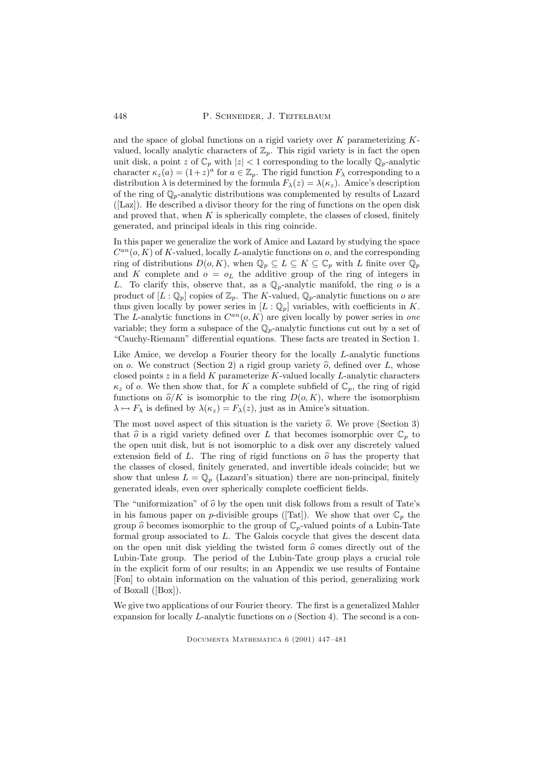and the space of global functions on a rigid variety over $K$ parameterizing $K$-valued, locally analytic characters of $\mathbb{Z}_p$. This rigid variety is in fact the open unit disk, a point $z$ of $\mathbb{C}_p$ with $|z| < 1$ corresponding to the locally $\mathbb{Q}_p$-analytic character $\kappa_z(a) = (1+z)^a$ for $a \in \mathbb{Z}_p$. The rigid function $F_\lambda$ corresponding to a distribution $\lambda$ is determined by the formula $F_\lambda(z) = \lambda(\kappa_z)$. Amice's description of the ring of $\mathbb{Q}_p$-analytic distributions was complemented by results of Lazard ([Laz]). He described a divisor theory for the ring of functions on the open disk and proved that, when $K$ is spherically complete, the classes of closed, finitely generated, and principal ideals in this ring coincide.

In this paper we generalize the work of Amice and Lazard by studying the space $C^{an}(o, K)$ of $K$-valued, locally $L$-analytic functions on $o$, and the corresponding ring of distributions $D(o, K)$, when $\mathbb{Q}_p \subseteq L \subseteq K \subseteq \mathbb{C}_p$ with $L$ finite over $\mathbb{Q}_p$ and $K$ complete and $o = o_L$ the additive group of the ring of integers in $L$. To clarify this, observe that, as a $\mathbb{Q}_p$-analytic manifold, the ring $o$ is a product of $[L : \mathbb{Q}_p]$ copies of $\mathbb{Z}_p$. The $K$-valued, $\mathbb{Q}_p$-analytic functions on $o$ are thus given locally by power series in $[L : \mathbb{Q}_p]$ variables, with coefficients in $K$. The $L$-analytic functions in $C^{an}(o, K)$ are given locally by power series in *one* variable; they form a subspace of the $\mathbb{Q}_p$-analytic functions cut out by a set of "Cauchy-Riemann" differential equations. These facts are treated in Section 1.

Like Amice, we develop a Fourier theory for the locally $L$-analytic functions on $o$. We construct (Section 2) a rigid group variety $\widehat{o}$, defined over $L$, whose closed points $z$ in a field $K$ parameterize $K$-valued locally $L$-analytic characters $\kappa_z$ of $o$. We then show that, for $K$ a complete subfield of $\mathbb{C}_p$, the ring of rigid functions on $\widehat{o}/K$ is isomorphic to the ring $D(o, K)$, where the isomorphism $\lambda \mapsto F_\lambda$ is defined by $\lambda(\kappa_z) = F_\lambda(z)$, just as in Amice's situation.

The most novel aspect of this situation is the variety $\widehat{o}$. We prove (Section 3) that $\widehat{o}$ is a rigid variety defined over $L$ that becomes isomorphic over $\mathbb{C}_p$ to the open unit disk, but is not isomorphic to a disk over any discretely valued extension field of $L$. The ring of rigid functions on $\widehat{o}$ has the property that the classes of closed, finitely generated, and invertible ideals coincide; but we show that unless $L = \mathbb{Q}_p$ (Lazard's situation) there are non-principal, finitely generated ideals, even over spherically complete coefficient fields.

The "uniformization" of $\widehat{o}$ by the open unit disk follows from a result of Tate's in his famous paper on $p$-divisible groups ([Tat]). We show that over $\mathbb{C}_p$ the group $\widehat{o}$ becomes isomorphic to the group of $\mathbb{C}_p$-valued points of a Lubin-Tate formal group associated to $L$. The Galois cocycle that gives the descent data on the open unit disk yielding the twisted form $\widehat{o}$ comes directly out of the Lubin-Tate group. The period of the Lubin-Tate group plays a crucial role in the explicit form of our results; in an Appendix we use results of Fontaine [Fon] to obtain information on the valuation of this period, generalizing work of Boxall ([Box]).

We give two applications of our Fourier theory. The first is a generalized Mahler expansion for locally $L$-analytic functions on $o$ (Section 4). The second is a con-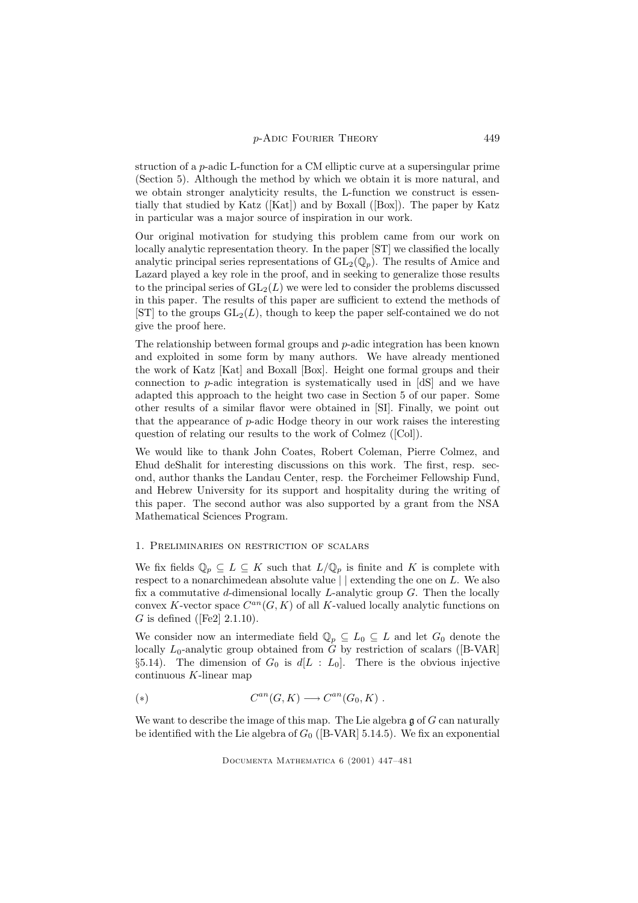struction of a $p$-adic L-function for a CM elliptic curve at a supersingular prime (Section 5). Although the method by which we obtain it is more natural, and we obtain stronger analyticity results, the L-function we construct is essentially that studied by Katz ([Kat]) and by Boxall ([Box]). The paper by Katz in particular was a major source of inspiration in our work.

Our original motivation for studying this problem came from our work on locally analytic representation theory. In the paper [ST] we classified the locally analytic principal series representations of $\mathrm{GL}_2(\mathbb{Q}_p)$. The results of Amice and Lazard played a key role in the proof, and in seeking to generalize those results to the principal series of $\mathrm{GL}_2(L)$ we were led to consider the problems discussed in this paper. The results of this paper are sufficient to extend the methods of [ST] to the groups $\mathrm{GL}_2(L)$, though to keep the paper self-contained we do not give the proof here.

The relationship between formal groups and $p$-adic integration has been known and exploited in some form by many authors. We have already mentioned the work of Katz [Kat] and Boxall [Box]. Height one formal groups and their connection to $p$-adic integration is systematically used in [dS] and we have adapted this approach to the height two case in Section 5 of our paper. Some other results of a similar flavor were obtained in [SI]. Finally, we point out that the appearance of $p$-adic Hodge theory in our work raises the interesting question of relating our results to the work of Colmez ([Col]).

We would like to thank John Coates, Robert Coleman, Pierre Colmez, and Ehud deShalit for interesting discussions on this work. The first, resp. second, author thanks the Landau Center, resp. the Forcheimer Fellowship Fund, and Hebrew University for its support and hospitality during the writing of this paper. The second author was also supported by a grant from the NSA Mathematical Sciences Program.

## 1. Preliminaries on restriction of scalars

We fix fields $\mathbb{Q}_p \subseteq L \subseteq K$ such that $L/\mathbb{Q}_p$ is finite and $K$ is complete with respect to a nonarchimedean absolute value $|\ |$ extending the one on $L$. We also fix a commutative $d$-dimensional locally $L$-analytic group $G$. Then the locally convex $K$-vector space $C^{an}(G, K)$ of all $K$-valued locally analytic functions on $G$ is defined ([Fe2] 2.1.10).

We consider now an intermediate field $\mathbb{Q}_p \subseteq L_0 \subseteq L$ and let $G_0$ denote the locally $L_0$-analytic group obtained from $G$ by restriction of scalars ([B-VAR] §5.14). The dimension of $G_0$ is $d[L : L_0]$. There is the obvious injective continuous $K$-linear map

$$(*) \qquad\qquad C^{an}(G, K) \longrightarrow C^{an}(G_0, K)\ .$$

We want to describe the image of this map. The Lie algebra $\mathfrak{g}$ of $G$ can naturally be identified with the Lie algebra of $G_0$ ([B-VAR] 5.14.5). We fix an exponential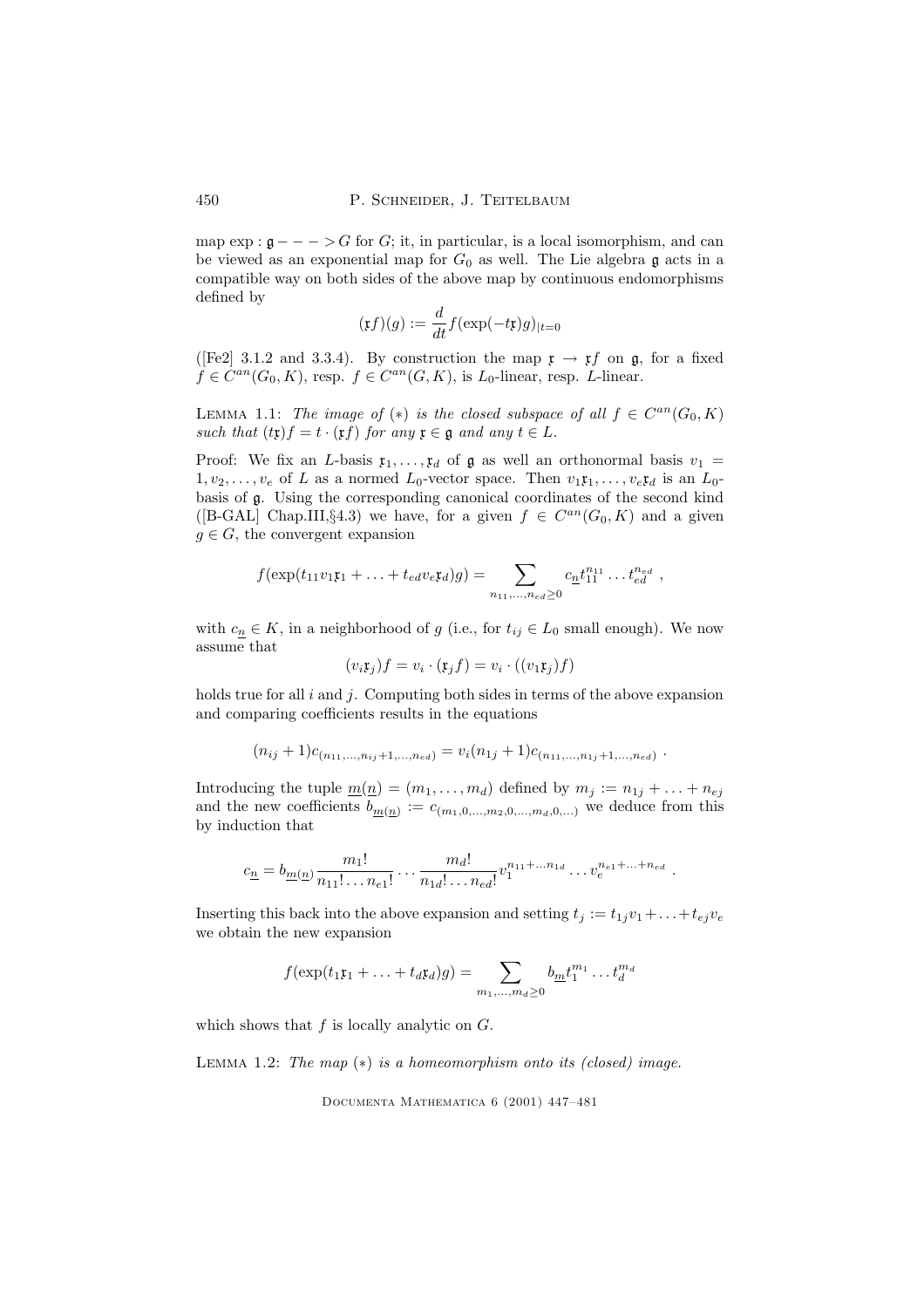map $\exp : \mathfrak{g} - - - > G$ for $G$; it, in particular, is a local isomorphism, and can be viewed as an exponential map for $G_0$ as well. The Lie algebra $\mathfrak{g}$ acts in a compatible way on both sides of the above map by continuous endomorphisms defined by

$$(\mathfrak{x}f)(g) := \frac{d}{dt} f(\exp(-t\mathfrak{x})g)_{|t=0}$$

([Fe2] 3.1.2 and 3.3.4). By construction the map $\mathfrak{x} \to \mathfrak{x}f$ on $\mathfrak{g}$, for a fixed $f \in C^{an}(G_0, K)$, resp. $f \in C^{an}(G, K)$, is $L_0$-linear, resp. $L$-linear.

Lemma 1.1: *The image of* $(*)$ *is the closed subspace of all* $f \in C^{an}(G_0, K)$ *such that* $(t\mathfrak{x})f = t \cdot (\mathfrak{x}f)$ *for any* $\mathfrak{x} \in \mathfrak{g}$ *and any* $t \in L$.

Proof: We fix an $L$-basis $\mathfrak{x}_1, \ldots, \mathfrak{x}_d$ of $\mathfrak{g}$ as well an orthonormal basis $v_1 = 1, v_2, \ldots, v_e$ of $L$ as a normed $L_0$-vector space. Then $v_1\mathfrak{x}_1, \ldots, v_e\mathfrak{x}_d$ is an $L_0$-basis of $\mathfrak{g}$. Using the corresponding canonical coordinates of the second kind ([B-GAL] Chap.III,§4.3) we have, for a given $f \in C^{an}(G_0, K)$ and a given $g \in G$, the convergent expansion

$$f(\exp(t_{11}v_1\mathfrak{x}_1 + \ldots + t_{ed}v_e\mathfrak{x}_d)g) = \sum_{n_{11}, \ldots, n_{ed} \geq 0} c_{\underline{n}} t_{11}^{n_{11}} \ldots t_{ed}^{n_{ed}} ,$$

with $c_{\underline{n}} \in K$, in a neighborhood of $g$ (i.e., for $t_{ij} \in L_0$ small enough). We now assume that

$$(v_i\mathfrak{x}_j)f = v_i \cdot (\mathfrak{x}_j f) = v_i \cdot ((v_1\mathfrak{x}_j)f)$$

holds true for all $i$ and $j$. Computing both sides in terms of the above expansion and comparing coefficients results in the equations

$$(n_{ij} + 1)c_{(n_{11}, \ldots, n_{ij}+1, \ldots, n_{ed})} = v_i(n_{1j} + 1)c_{(n_{11}, \ldots, n_{1j}+1, \ldots, n_{ed})} .$$

Introducing the tuple $\underline{m}(\underline{n}) = (m_1, \ldots, m_d)$ defined by $m_j := n_{1j} + \ldots + n_{ej}$ and the new coefficients $b_{\underline{m}(\underline{n})} := c_{(m_1, 0, \ldots, m_2, 0, \ldots, m_d, 0, \ldots)}$ we deduce from this by induction that

$$c_{\underline{n}} = b_{\underline{m}(\underline{n})} \frac{m_1!}{n_{11}! \ldots n_{e1}!} \cdots \frac{m_d!}{n_{1d}! \ldots n_{ed}!} v_1^{n_{11} + \ldots n_{1d}} \ldots v_e^{n_{e1} + \ldots + n_{ed}} .$$

Inserting this back into the above expansion and setting $t_j := t_{1j}v_1 + \ldots + t_{ej}v_e$ we obtain the new expansion

$$f(\exp(t_1\mathfrak{x}_1 + \ldots + t_d\mathfrak{x}_d)g) = \sum_{m_1, \ldots, m_d \geq 0} b_{\underline{m}} t_1^{m_1} \ldots t_d^{m_d}$$

which shows that $f$ is locally analytic on $G$.

Lemma 1.2: *The map* $(*)$ *is a homeomorphism onto its (closed) image.*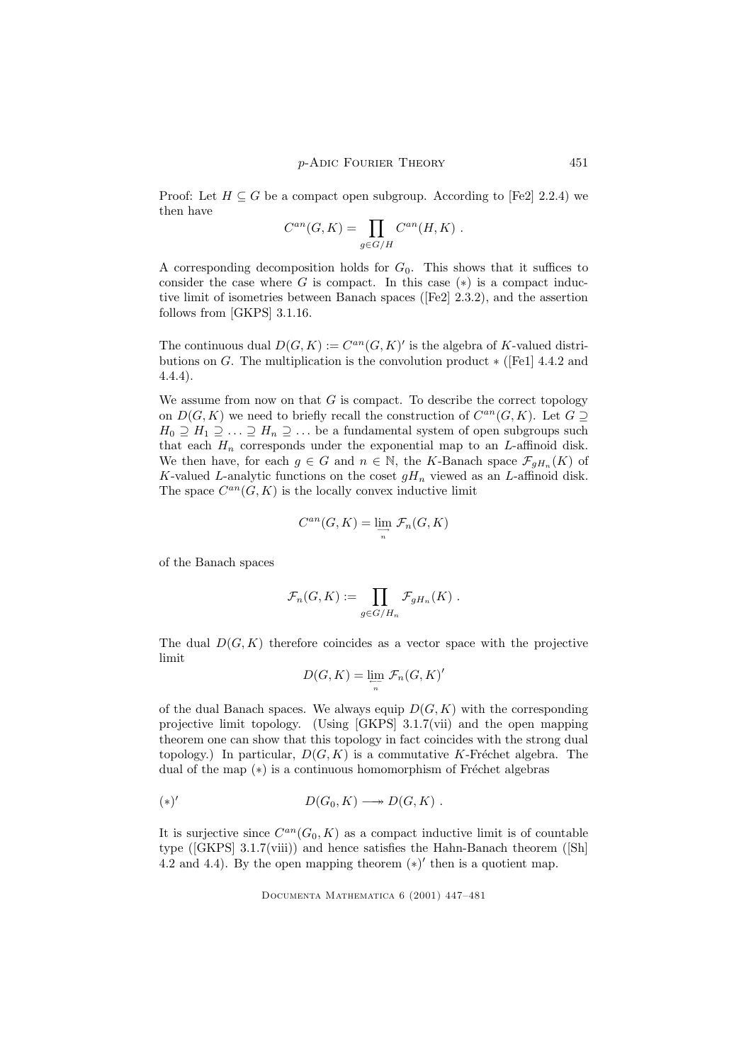Proof: Let $H \subseteq G$ be a compact open subgroup. According to [Fe2] 2.2.4) we then have

$$C^{an}(G, K) = \prod_{g \in G/H} C^{an}(H, K) \ .$$

A corresponding decomposition holds for $G_0$. This shows that it suffices to consider the case where $G$ is compact. In this case $(*)$ is a compact inductive limit of isometries between Banach spaces ([Fe2] 2.3.2), and the assertion follows from [GKPS] 3.1.16.

The continuous dual $D(G, K) := C^{an}(G, K)'$ is the algebra of $K$-valued distributions on $G$. The multiplication is the convolution product $*$ ([Fe1] 4.4.2 and 4.4.4).

We assume from now on that $G$ is compact. To describe the correct topology on $D(G, K)$ we need to briefly recall the construction of $C^{an}(G, K)$. Let $G \supseteq H_0 \supseteq H_1 \supseteq \ldots \supseteq H_n \supseteq \ldots$ be a fundamental system of open subgroups such that each $H_n$ corresponds under the exponential map to an $L$-affinoid disk. We then have, for each $g \in G$ and $n \in \mathbb{N}$, the $K$-Banach space $\mathcal{F}_{gH_n}(K)$ of $K$-valued $L$-analytic functions on the coset $gH_n$ viewed as an $L$-affinoid disk. The space $C^{an}(G, K)$ is the locally convex inductive limit

$$C^{an}(G, K) = \varinjlim_n \mathcal{F}_n(G, K)$$

of the Banach spaces

$$\mathcal{F}_n(G, K) := \prod_{g \in G/H_n} \mathcal{F}_{gH_n}(K) \ .$$

The dual $D(G, K)$ therefore coincides as a vector space with the projective limit

$$D(G, K) = \varprojlim_n \mathcal{F}_n(G, K)'$$

of the dual Banach spaces. We always equip $D(G, K)$ with the corresponding projective limit topology. (Using [GKPS] 3.1.7(vii) and the open mapping theorem one can show that this topology in fact coincides with the strong dual topology.) In particular, $D(G, K)$ is a commutative $K$-Fréchet algebra. The dual of the map $(*)$ is a continuous homomorphism of Fréchet algebras

$$(*)' \qquad\qquad D(G_0, K) \twoheadrightarrow D(G, K) \ .$$

It is surjective since $C^{an}(G_0, K)$ as a compact inductive limit is of countable type ([GKPS] 3.1.7(viii)) and hence satisfies the Hahn-Banach theorem ([Sh] 4.2 and 4.4). By the open mapping theorem $(*)'$ then is a quotient map.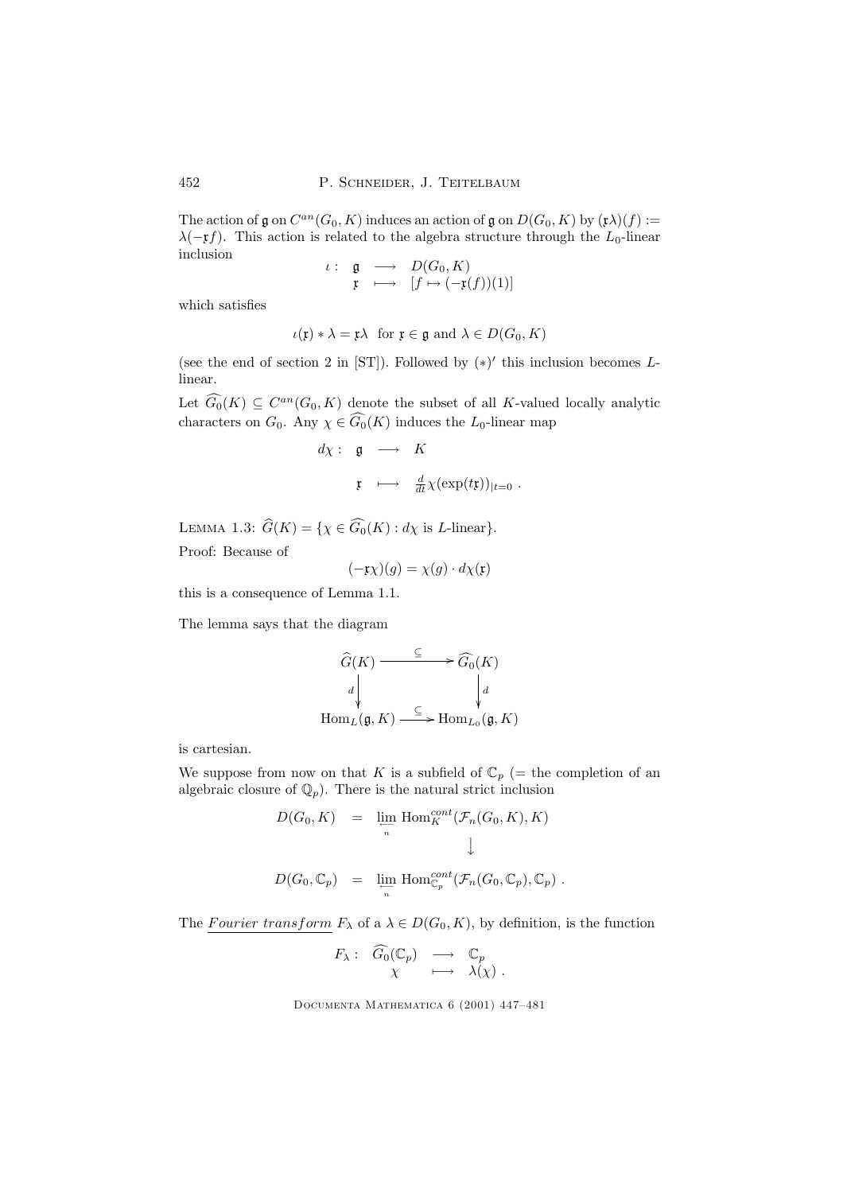The action of $\mathfrak{g}$ on $C^{an}(G_0, K)$ induces an action of $\mathfrak{g}$ on $D(G_0, K)$ by $(\mathfrak{x}\lambda)(f) := \lambda(-\mathfrak{x}f)$. This action is related to the algebra structure through the $L_0$-linear inclusion

$$\begin{array}{rccl} \iota : & \mathfrak{g} & \longrightarrow & D(G_0, K) \\ & \mathfrak{x} & \longmapsto & [f \mapsto (-\mathfrak{x}(f))(1)] \end{array}$$

which satisfies

$$\iota(\mathfrak{x}) * \lambda = \mathfrak{x}\lambda \quad \text{for } \mathfrak{x} \in \mathfrak{g} \text{ and } \lambda \in D(G_0, K)$$

(see the end of section 2 in [ST]). Followed by $(*)'$ this inclusion becomes $L$-linear.

Let $\widehat{G_0}(K) \subseteq C^{an}(G_0, K)$ denote the subset of all $K$-valued locally analytic characters on $G_0$. Any $\chi \in \widehat{G_0}(K)$ induces the $L_0$-linear map

$$\begin{array}{rccl} d\chi : & \mathfrak{g} & \longrightarrow & K \\ & \mathfrak{x} & \longmapsto & \frac{d}{dt}\chi(\exp(t\mathfrak{x}))_{|t=0} \ . \end{array}$$

Lemma 1.3: $\widehat{G}(K) = \{\chi \in \widehat{G_0}(K) : d\chi \text{ is } L\text{-linear}\}$.

Proof: Because of

$$(-\mathfrak{x}\chi)(g) = \chi(g) \cdot d\chi(\mathfrak{x})$$

this is a consequence of Lemma 1.1.

The lemma says that the diagram

$$\begin{array}{ccc} \widehat{G}(K) & \xrightarrow{\subseteq} & \widehat{G_0}(K) \\ {\scriptstyle d}\downarrow & & \downarrow{\scriptstyle d} \\ \mathrm{Hom}_L(\mathfrak{g}, K) & \xrightarrow{\subseteq} & \mathrm{Hom}_{L_0}(\mathfrak{g}, K) \end{array}$$

is cartesian.

We suppose from now on that $K$ is a subfield of $\mathbb{C}_p$ (= the completion of an algebraic closure of $\mathbb{Q}_p$). There is the natural strict inclusion

$$\begin{array}{rcl} D(G_0, K) & = & \varprojlim\limits_n \mathrm{Hom}_K^{cont}(\mathcal{F}_n(G_0, K), K) \\ & & \qquad\qquad\downarrow \\ D(G_0, \mathbb{C}_p) & = & \varprojlim\limits_n \mathrm{Hom}_{\mathbb{C}_p}^{cont}(\mathcal{F}_n(G_0, \mathbb{C}_p), \mathbb{C}_p) \ . \end{array}$$

The <u>*Fourier transform*</u> $F_\lambda$ of a $\lambda \in D(G_0, K)$, by definition, is the function

$$\begin{array}{rccl} F_\lambda : & \widehat{G_0}(\mathbb{C}_p) & \longrightarrow & \mathbb{C}_p \\ & \chi & \longmapsto & \lambda(\chi) \ . \end{array}$$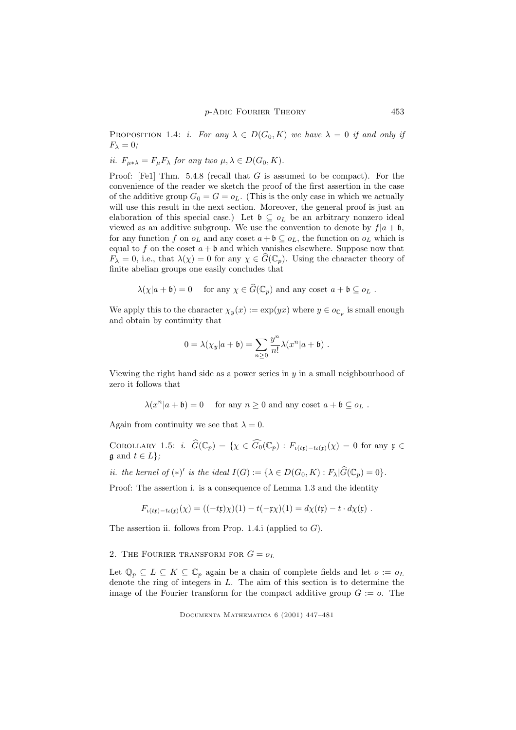Proposition 1.4: *i. For any $\lambda \in D(G_0, K)$ we have $\lambda = 0$ if and only if $F_\lambda = 0$;*

*ii. $F_{\mu * \lambda} = F_\mu F_\lambda$ for any two $\mu, \lambda \in D(G_0, K)$.*

Proof: [Fe1] Thm. 5.4.8 (recall that $G$ is assumed to be compact). For the convenience of the reader we sketch the proof of the first assertion in the case of the additive group $G_0 = G = o_L$. (This is the only case in which we actually will use this result in the next section. Moreover, the general proof is just an elaboration of this special case.) Let $\mathfrak{b} \subseteq o_L$ be an arbitrary nonzero ideal viewed as an additive subgroup. We use the convention to denote by $f|a + \mathfrak{b}$, for any function $f$ on $o_L$ and any coset $a + \mathfrak{b} \subseteq o_L$, the function on $o_L$ which is equal to $f$ on the coset $a + \mathfrak{b}$ and which vanishes elsewhere. Suppose now that $F_\lambda = 0$, i.e., that $\lambda(\chi) = 0$ for any $\chi \in \widehat{G}(\mathbb{C}_p)$. Using the character theory of finite abelian groups one easily concludes that

$$\lambda(\chi|a + \mathfrak{b}) = 0 \quad \text{ for any } \chi \in \widehat{G}(\mathbb{C}_p) \text{ and any coset } a + \mathfrak{b} \subseteq o_L \ .$$

We apply this to the character $\chi_y(x) := \exp(yx)$ where $y \in o_{\mathbb{C}_p}$ is small enough and obtain by continuity that

$$0 = \lambda(\chi_y | a + \mathfrak{b}) = \sum_{n \geq 0} \frac{y^n}{n!} \lambda(x^n | a + \mathfrak{b}) \ .$$

Viewing the right hand side as a power series in $y$ in a small neighbourhood of zero it follows that

$$\lambda(x^n | a + \mathfrak{b}) = 0 \quad \text{ for any } n \geq 0 \text{ and any coset } a + \mathfrak{b} \subseteq o_L \ .$$

Again from continuity we see that $\lambda = 0$.

Corollary 1.5: *i. $\widehat{G}(\mathbb{C}_p) = \{\chi \in \widehat{G_0}(\mathbb{C}_p) : F_{\iota(t\mathfrak{x}) - t\iota(\mathfrak{x})}(\chi) = 0$ for any $\mathfrak{x} \in \mathfrak{g}$ and $t \in L\}$;*

*ii. the kernel of $(*)'$ is the ideal $I(G) := \{\lambda \in D(G_0, K) : F_\lambda | \widehat{G}(\mathbb{C}_p) = 0\}$.*

Proof: The assertion i. is a consequence of Lemma 1.3 and the identity

$$F_{\iota(t\mathfrak{x}) - t\iota(\mathfrak{x})}(\chi) = ((-t\mathfrak{x})\chi)(1) - t(-\mathfrak{x}\chi)(1) = d\chi(t\mathfrak{x}) - t \cdot d\chi(\mathfrak{x}) \ .$$

The assertion ii. follows from Prop. 1.4.i (applied to $G$).

## 2. The Fourier transform for $G = o_L$

Let $\mathbb{Q}_p \subseteq L \subseteq K \subseteq \mathbb{C}_p$ again be a chain of complete fields and let $o := o_L$ denote the ring of integers in $L$. The aim of this section is to determine the image of the Fourier transform for the compact additive group $G := o$. The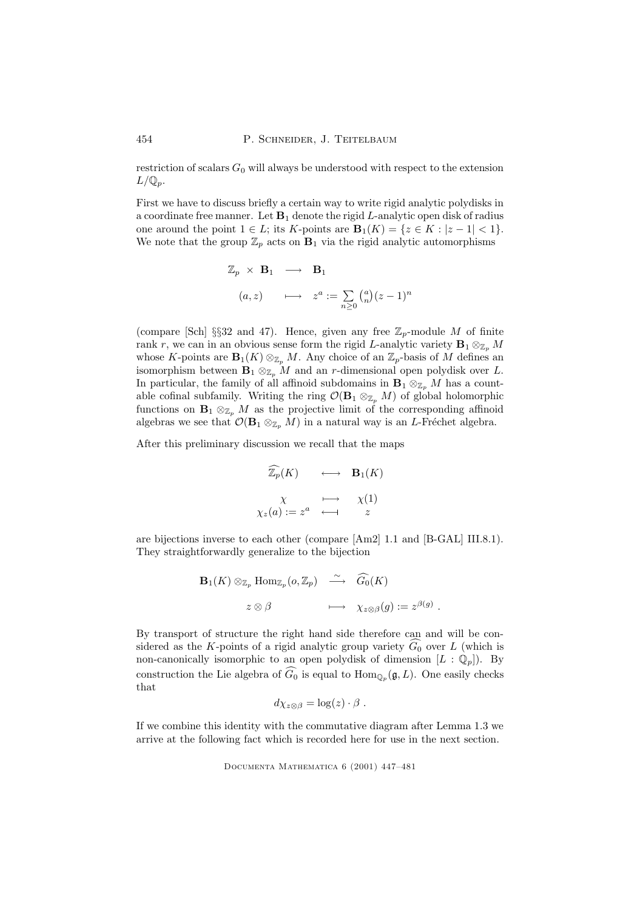restriction of scalars $G_0$ will always be understood with respect to the extension $L/\mathbb{Q}_p$.

First we have to discuss briefly a certain way to write rigid analytic polydisks in a coordinate free manner. Let $\mathbf{B}_1$ denote the rigid $L$-analytic open disk of radius one around the point $1 \in L$; its $K$-points are $\mathbf{B}_1(K) = \{z \in K : |z - 1| < 1\}$. We note that the group $\mathbb{Z}_p$ acts on $\mathbf{B}_1$ via the rigid analytic automorphisms

$$\begin{array}{ccc} \mathbb{Z}_p \times \mathbf{B}_1 & \longrightarrow & \mathbf{B}_1 \\ (a, z) & \longmapsto & z^a := \sum_{n \geq 0} \binom{a}{n} (z-1)^n \end{array}$$

(compare [Sch] §§32 and 47). Hence, given any free $\mathbb{Z}_p$-module $M$ of finite rank $r$, we can in an obvious sense form the rigid $L$-analytic variety $\mathbf{B}_1 \otimes_{\mathbb{Z}_p} M$ whose $K$-points are $\mathbf{B}_1(K) \otimes_{\mathbb{Z}_p} M$. Any choice of an $\mathbb{Z}_p$-basis of $M$ defines an isomorphism between $\mathbf{B}_1 \otimes_{\mathbb{Z}_p} M$ and an $r$-dimensional open polydisk over $L$. In particular, the family of all affinoid subdomains in $\mathbf{B}_1 \otimes_{\mathbb{Z}_p} M$ has a countable cofinal subfamily. Writing the ring $\mathcal{O}(\mathbf{B}_1 \otimes_{\mathbb{Z}_p} M)$ of global holomorphic functions on $\mathbf{B}_1 \otimes_{\mathbb{Z}_p} M$ as the projective limit of the corresponding affinoid algebras we see that $\mathcal{O}(\mathbf{B}_1 \otimes_{\mathbb{Z}_p} M)$ in a natural way is an $L$-Fréchet algebra.

After this preliminary discussion we recall that the maps

$$\begin{array}{ccc} \widehat{\mathbb{Z}_p}(K) & \longleftrightarrow & \mathbf{B}_1(K) \\ \chi & \longmapsto & \chi(1) \\ \chi_z(a) := z^a & \longleftarrow & z \end{array}$$

are bijections inverse to each other (compare [Am2] 1.1 and [B-GAL] III.8.1). They straightforwardly generalize to the bijection

$$\begin{array}{ccc} \mathbf{B}_1(K) \otimes_{\mathbb{Z}_p} \mathrm{Hom}_{\mathbb{Z}_p}(o, \mathbb{Z}_p) & \xrightarrow{\sim} & \widehat{G_0}(K) \\ z \otimes \beta & \longmapsto & \chi_{z \otimes \beta}(g) := z^{\beta(g)} . \end{array}$$

By transport of structure the right hand side therefore can and will be considered as the $K$-points of a rigid analytic group variety $\widehat{G_0}$ over $L$ (which is non-canonically isomorphic to an open polydisk of dimension $[L : \mathbb{Q}_p]$). By construction the Lie algebra of $\widehat{G_0}$ is equal to $\mathrm{Hom}_{\mathbb{Q}_p}(\mathfrak{g}, L)$. One easily checks that

$$d\chi_{z \otimes \beta} = \log(z) \cdot \beta .$$

If we combine this identity with the commutative diagram after Lemma 1.3 we arrive at the following fact which is recorded here for use in the next section.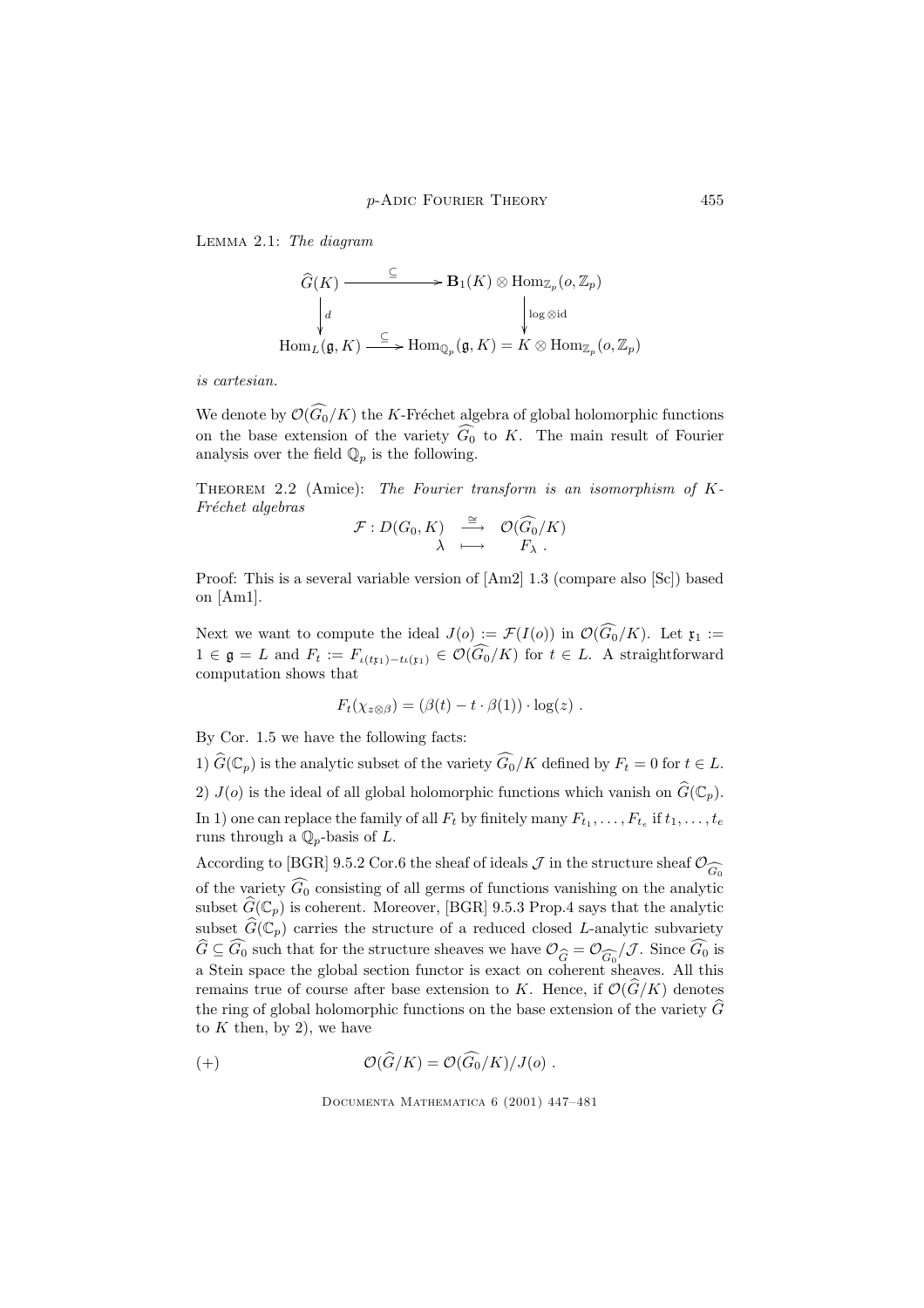Lemma 2.1: *The diagram*

$$\begin{array}{ccc}
\widehat{G}(K) & \xrightarrow{\subseteq} & \mathbf{B}_1(K) \otimes \mathrm{Hom}_{\mathbb{Z}_p}(o, \mathbb{Z}_p) \\
\Big\downarrow d & & \Big\downarrow \log \otimes \mathrm{id} \\
\mathrm{Hom}_L(\mathfrak{g}, K) & \xrightarrow{\subseteq} & \mathrm{Hom}_{\mathbb{Q}_p}(\mathfrak{g}, K) = K \otimes \mathrm{Hom}_{\mathbb{Z}_p}(o, \mathbb{Z}_p)
\end{array}$$

*is cartesian.*

We denote by $\mathcal{O}(\widehat{G_0}/K)$ the $K$-Fréchet algebra of global holomorphic functions on the base extension of the variety $\widehat{G_0}$ to $K$. The main result of Fourier analysis over the field $\mathbb{Q}_p$ is the following.

Theorem 2.2 (Amice): *The Fourier transform is an isomorphism of $K$-Fréchet algebras*

$$\begin{array}{rccc}
\mathcal{F} : & D(G_0, K) & \xrightarrow{\cong} & \mathcal{O}(\widehat{G_0}/K) \\
& \lambda & \longmapsto & F_\lambda \ .
\end{array}$$

Proof: This is a several variable version of [Am2] 1.3 (compare also [Sc]) based on [Am1].

Next we want to compute the ideal $J(o) := \mathcal{F}(I(o))$ in $\mathcal{O}(\widehat{G_0}/K)$. Let $\mathfrak{x}_1 := 1 \in \mathfrak{g} = L$ and $F_t := F_{\iota(t\mathfrak{x}_1) - t\iota(\mathfrak{x}_1)} \in \mathcal{O}(\widehat{G_0}/K)$ for $t \in L$. A straightforward computation shows that

$$F_t(\chi_{z\otimes\beta}) = (\beta(t) - t \cdot \beta(1)) \cdot \log(z) \ .$$

By Cor. 1.5 we have the following facts:

1) $\widehat{G}(\mathbb{C}_p)$ is the analytic subset of the variety $\widehat{G_0}/K$ defined by $F_t = 0$ for $t \in L$.

2) $J(o)$ is the ideal of all global holomorphic functions which vanish on $\widehat{G}(\mathbb{C}_p)$.

In 1) one can replace the family of all $F_t$ by finitely many $F_{t_1}, \ldots, F_{t_e}$ if $t_1, \ldots, t_e$ runs through a $\mathbb{Q}_p$-basis of $L$.

According to [BGR] 9.5.2 Cor.6 the sheaf of ideals $\mathcal{J}$ in the structure sheaf $\mathcal{O}_{\widehat{G_0}}$ of the variety $\widehat{G_0}$ consisting of all germs of functions vanishing on the analytic subset $\widehat{G}(\mathbb{C}_p)$ is coherent. Moreover, [BGR] 9.5.3 Prop.4 says that the analytic subset $\widehat{G}(\mathbb{C}_p)$ carries the structure of a reduced closed $L$-analytic subvariety $\widehat{G} \subseteq \widehat{G_0}$ such that for the structure sheaves we have $\mathcal{O}_{\widehat{G}} = \mathcal{O}_{\widehat{G_0}}/\mathcal{J}$. Since $\widehat{G_0}$ is a Stein space the global section functor is exact on coherent sheaves. All this remains true of course after base extension to $K$. Hence, if $\mathcal{O}(\widehat{G}/K)$ denotes the ring of global holomorphic functions on the base extension of the variety $\widehat{G}$ to $K$ then, by 2), we have

$$(+) \qquad\qquad \mathcal{O}(\widehat{G}/K) = \mathcal{O}(\widehat{G_0}/K)/J(o) \ .$$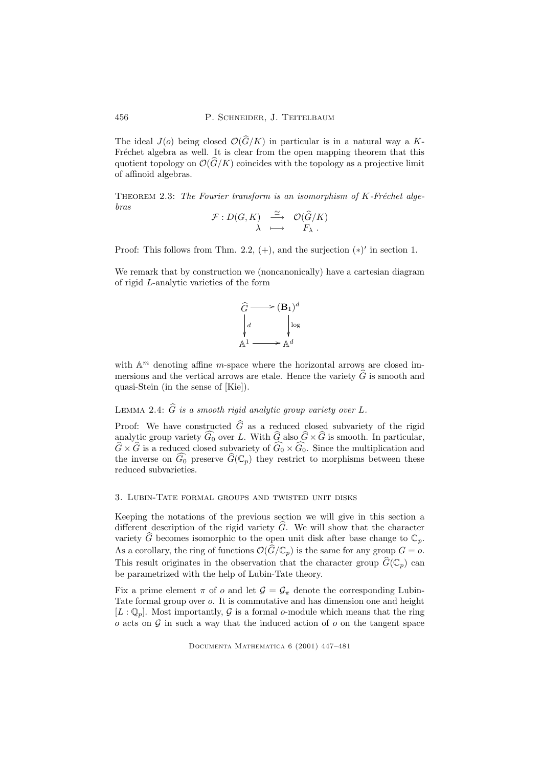The ideal $J(o)$ being closed $\mathcal{O}(\widehat{G}/K)$ in particular is in a natural way a $K$-Fréchet algebra as well. It is clear from the open mapping theorem that this quotient topology on $\mathcal{O}(\widehat{G}/K)$ coincides with the topology as a projective limit of affinoid algebras.

THEOREM 2.3: *The Fourier transform is an isomorphism of $K$-Fréchet algebras*

$$\begin{array}{rcl} \mathcal{F} : D(G,K) & \xrightarrow{\cong} & \mathcal{O}(\widehat{G}/K) \\ \lambda & \longmapsto & F_\lambda \ . \end{array}$$

Proof: This follows from Thm. 2.2, (+), and the surjection $(*)'$ in section 1.

We remark that by construction we (noncanonically) have a cartesian diagram of rigid $L$-analytic varieties of the form

$$\begin{array}{ccc} \widehat{G} & \longrightarrow & (\mathbf{B}_1)^d \\ \Big\downarrow d & & \Big\downarrow \log \\ \mathbb{A}^1 & \longrightarrow & \mathbb{A}^d \end{array}$$

with $\mathbb{A}^m$ denoting affine $m$-space where the horizontal arrows are closed immersions and the vertical arrows are etale. Hence the variety $\widehat{G}$ is smooth and quasi-Stein (in the sense of [Kie]).

LEMMA 2.4: *$\widehat{G}$ is a smooth rigid analytic group variety over $L$.*

Proof: We have constructed $\widehat{G}$ as a reduced closed subvariety of the rigid analytic group variety $\widehat{G_0}$ over $L$. With $\widehat{G}$ also $\widehat{G} \times \widehat{G}$ is smooth. In particular, $\widehat{G} \times \widehat{G}$ is a reduced closed subvariety of $\widehat{G_0} \times \widehat{G_0}$. Since the multiplication and the inverse on $\widehat{G_0}$ preserve $\widehat{G}(\mathbb{C}_p)$ they restrict to morphisms between these reduced subvarieties.

## 3. Lubin-Tate formal groups and twisted unit disks

Keeping the notations of the previous section we will give in this section a different description of the rigid variety $\widehat{G}$. We will show that the character variety $\widehat{G}$ becomes isomorphic to the open unit disk after base change to $\mathbb{C}_p$. As a corollary, the ring of functions $\mathcal{O}(\widehat{G}/\mathbb{C}_p)$ is the same for any group $G = o$. This result originates in the observation that the character group $\widehat{G}(\mathbb{C}_p)$ can be parametrized with the help of Lubin-Tate theory.

Fix a prime element $\pi$ of $o$ and let $\mathcal{G} = \mathcal{G}_\pi$ denote the corresponding Lubin-Tate formal group over $o$. It is commutative and has dimension one and height $[L : \mathbb{Q}_p]$. Most importantly, $\mathcal{G}$ is a formal $o$-module which means that the ring $o$ acts on $\mathcal{G}$ in such a way that the induced action of $o$ on the tangent space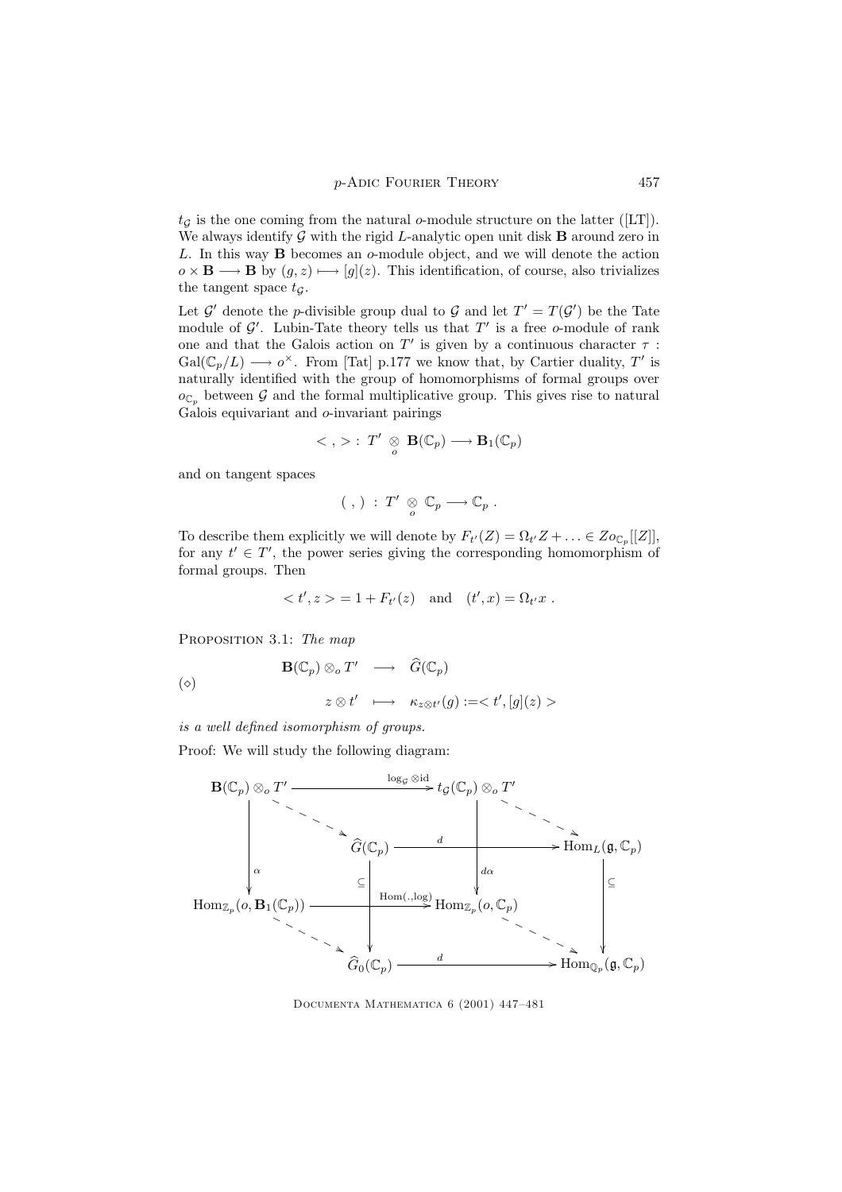$t_{\mathcal{G}}$ is the one coming from the natural $o$-module structure on the latter ([LT]). We always identify $\mathcal{G}$ with the rigid $L$-analytic open unit disk $\mathbf{B}$ around zero in $L$. In this way $\mathbf{B}$ becomes an $o$-module object, and we will denote the action $o \times \mathbf{B} \longrightarrow \mathbf{B}$ by $(g, z) \longmapsto [g](z)$. This identification, of course, also trivializes the tangent space $t_{\mathcal{G}}$.

Let $\mathcal{G}'$ denote the $p$-divisible group dual to $\mathcal{G}$ and let $T' = T(\mathcal{G}')$ be the Tate module of $\mathcal{G}'$. Lubin-Tate theory tells us that $T'$ is a free $o$-module of rank one and that the Galois action on $T'$ is given by a continuous character $\tau : \mathrm{Gal}(\mathbb{C}_p/L) \longrightarrow o^\times$. From [Tat] p.177 we know that, by Cartier duality, $T'$ is naturally identified with the group of homomorphisms of formal groups over $o_{\mathbb{C}_p}$ between $\mathcal{G}$ and the formal multiplicative group. This gives rise to natural Galois equivariant and $o$-invariant pairings

$$< \, , \, > : \; T' \underset{o}{\otimes} \mathbf{B}(\mathbb{C}_p) \longrightarrow \mathbf{B}_1(\mathbb{C}_p)$$

and on tangent spaces

$$( \, , \, ) \; : \; T' \underset{o}{\otimes} \mathbb{C}_p \longrightarrow \mathbb{C}_p \; .$$

To describe them explicitly we will denote by $F_{t'}(Z) = \Omega_{t'} Z + \ldots \in Z o_{\mathbb{C}_p}[[Z]]$, for any $t' \in T'$, the power series giving the corresponding homomorphism of formal groups. Then

$$< t', z > = 1 + F_{t'}(z) \quad \text{and} \quad (t', x) = \Omega_{t'} x \; .$$

Proposition 3.1: *The map*

$$(\diamond) \qquad \begin{array}{ccc} \mathbf{B}(\mathbb{C}_p) \otimes_o T' & \longrightarrow & \widehat{G}(\mathbb{C}_p) \\ z \otimes t' & \longmapsto & \kappa_{z \otimes t'}(g) := < t', [g](z) > \end{array}$$

*is a well defined isomorphism of groups.*

Proof: We will study the following diagram:

$$\begin{array}{ccccc}
\mathbf{B}(\mathbb{C}_p) \otimes_o T' & \xrightarrow{\log_{\mathcal{G}} \otimes \mathrm{id}} & t_{\mathcal{G}}(\mathbb{C}_p) \otimes_o T' & & \\
& \searrow & & \searrow & \\
& & \widehat{G}(\mathbb{C}_p) \xrightarrow{\quad d \quad} & & \mathrm{Hom}_L(\mathfrak{g}, \mathbb{C}_p) \\
\downarrow \alpha & & \subseteq \downarrow \qquad \downarrow d\alpha & & \downarrow \subseteq \\
\mathrm{Hom}_{\mathbb{Z}_p}(o, \mathbf{B}_1(\mathbb{C}_p)) & \xrightarrow{\mathrm{Hom}(.,\log)} & \mathrm{Hom}_{\mathbb{Z}_p}(o, \mathbb{C}_p) & & \\
& \searrow & & \searrow & \\
& & \widehat{G}_0(\mathbb{C}_p) \xrightarrow{\quad d \quad} & & \mathrm{Hom}_{\mathbb{Q}_p}(\mathfrak{g}, \mathbb{C}_p)
\end{array}$$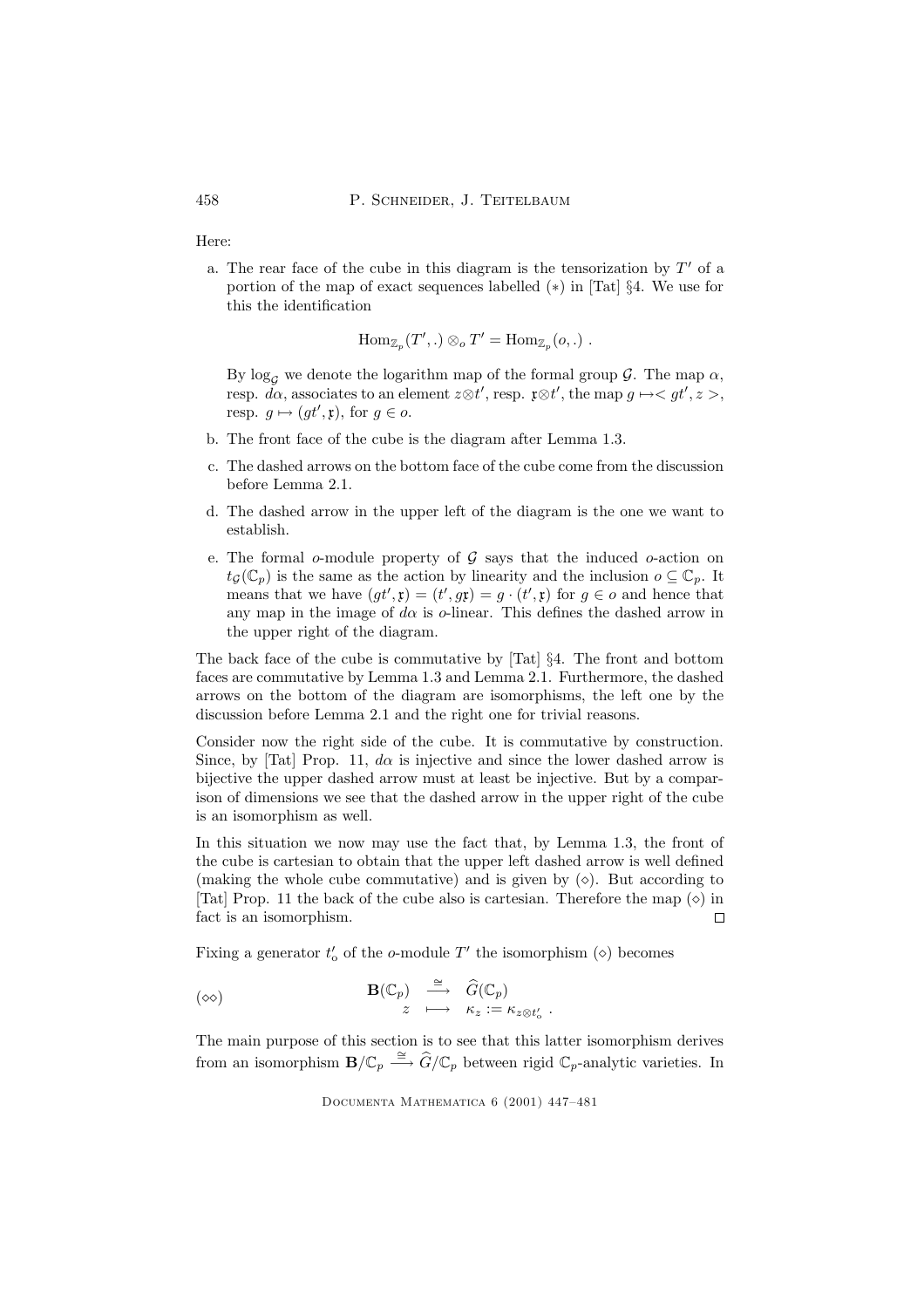Here:

a. The rear face of the cube in this diagram is the tensorization by $T'$ of a portion of the map of exact sequences labelled $(*)$ in [Tat] §4. We use for this the identification

$$\mathrm{Hom}_{\mathbb{Z}_p}(T', .) \otimes_o T' = \mathrm{Hom}_{\mathbb{Z}_p}(o, .) \ .$$

By $\log_{\mathcal{G}}$ we denote the logarithm map of the formal group $\mathcal{G}$. The map $\alpha$, resp. $d\alpha$, associates to an element $z \otimes t'$, resp. $\mathfrak{x} \otimes t'$, the map $g \mapsto < gt', z >$, resp. $g \mapsto (gt', \mathfrak{x})$, for $g \in o$.

b. The front face of the cube is the diagram after Lemma 1.3.

c. The dashed arrows on the bottom face of the cube come from the discussion before Lemma 2.1.

d. The dashed arrow in the upper left of the diagram is the one we want to establish.

e. The formal $o$-module property of $\mathcal{G}$ says that the induced $o$-action on $t_{\mathcal{G}}(\mathbb{C}_p)$ is the same as the action by linearity and the inclusion $o \subseteq \mathbb{C}_p$. It means that we have $(gt', \mathfrak{x}) = (t', g\mathfrak{x}) = g \cdot (t', \mathfrak{x})$ for $g \in o$ and hence that any map in the image of $d\alpha$ is $o$-linear. This defines the dashed arrow in the upper right of the diagram.

The back face of the cube is commutative by [Tat] §4. The front and bottom faces are commutative by Lemma 1.3 and Lemma 2.1. Furthermore, the dashed arrows on the bottom of the diagram are isomorphisms, the left one by the discussion before Lemma 2.1 and the right one for trivial reasons.

Consider now the right side of the cube. It is commutative by construction. Since, by [Tat] Prop. 11, $d\alpha$ is injective and since the lower dashed arrow is bijective the upper dashed arrow must at least be injective. But by a comparison of dimensions we see that the dashed arrow in the upper right of the cube is an isomorphism as well.

In this situation we now may use the fact that, by Lemma 1.3, the front of the cube is cartesian to obtain that the upper left dashed arrow is well defined (making the whole cube commutative) and is given by $(\diamond)$. But according to [Tat] Prop. 11 the back of the cube also is cartesian. Therefore the map $(\diamond)$ in fact is an isomorphism. $\square$

Fixing a generator $t'_o$ of the $o$-module $T'$ the isomorphism $(\diamond)$ becomes

$$(\diamond\diamond) \qquad \begin{array}{rcl} \mathbf{B}(\mathbb{C}_p) & \xrightarrow{\cong} & \widehat{G}(\mathbb{C}_p) \\ z & \longmapsto & \kappa_z := \kappa_{z \otimes t'_o} \ . \end{array}$$

The main purpose of this section is to see that this latter isomorphism derives from an isomorphism $\mathbf{B}/\mathbb{C}_p \xrightarrow{\cong} \widehat{G}/\mathbb{C}_p$ between rigid $\mathbb{C}_p$-analytic varieties. In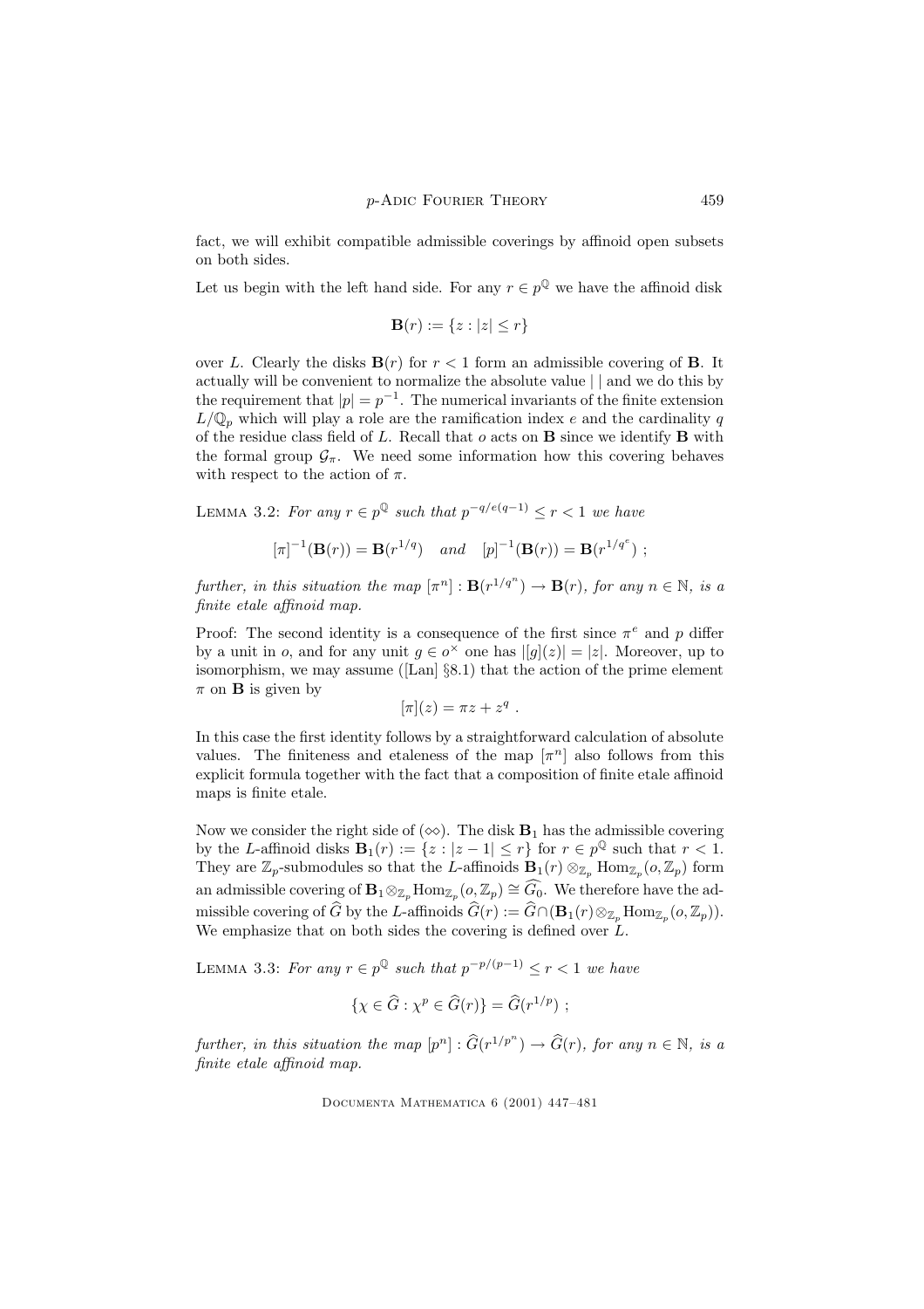fact, we will exhibit compatible admissible coverings by affinoid open subsets on both sides.

Let us begin with the left hand side. For any $r \in p^{\mathbb{Q}}$ we have the affinoid disk

$$\mathbf{B}(r) := \{z : |z| \leq r\}$$

over $L$. Clearly the disks $\mathbf{B}(r)$ for $r < 1$ form an admissible covering of $\mathbf{B}$. It actually will be convenient to normalize the absolute value $|\ |$ and we do this by the requirement that $|p| = p^{-1}$. The numerical invariants of the finite extension $L/\mathbb{Q}_p$ which will play a role are the ramification index $e$ and the cardinality $q$ of the residue class field of $L$. Recall that $o$ acts on $\mathbf{B}$ since we identify $\mathbf{B}$ with the formal group $\mathcal{G}_\pi$. We need some information how this covering behaves with respect to the action of $\pi$.

Lemma 3.2: *For any $r \in p^{\mathbb{Q}}$ such that $p^{-q/e(q-1)} \leq r < 1$ we have*

$$[\pi]^{-1}(\mathbf{B}(r)) = \mathbf{B}(r^{1/q}) \quad \textit{and} \quad [p]^{-1}(\mathbf{B}(r)) = \mathbf{B}(r^{1/q^e}) \ ;$$

*further, in this situation the map $[\pi^n] : \mathbf{B}(r^{1/q^n}) \to \mathbf{B}(r)$, for any $n \in \mathbb{N}$, is a finite etale affinoid map.*

Proof: The second identity is a consequence of the first since $\pi^e$ and $p$ differ by a unit in $o$, and for any unit $g \in o^\times$ one has $|[g](z)| = |z|$. Moreover, up to isomorphism, we may assume ([Lan] §8.1) that the action of the prime element $\pi$ on $\mathbf{B}$ is given by

$$[\pi](z) = \pi z + z^q \ .$$

In this case the first identity follows by a straightforward calculation of absolute values. The finiteness and etaleness of the map $[\pi^n]$ also follows from this explicit formula together with the fact that a composition of finite etale affinoid maps is finite etale.

Now we consider the right side of $(\diamond\diamond)$. The disk $\mathbf{B}_1$ has the admissible covering by the $L$-affinoid disks $\mathbf{B}_1(r) := \{z : |z - 1| \leq r\}$ for $r \in p^{\mathbb{Q}}$ such that $r < 1$. They are $\mathbb{Z}_p$-submodules so that the $L$-affinoids $\mathbf{B}_1(r) \otimes_{\mathbb{Z}_p} \mathrm{Hom}_{\mathbb{Z}_p}(o, \mathbb{Z}_p)$ form an admissible covering of $\mathbf{B}_1 \otimes_{\mathbb{Z}_p} \mathrm{Hom}_{\mathbb{Z}_p}(o, \mathbb{Z}_p) \cong \widehat{G_0}$. We therefore have the admissible covering of $\widehat{G}$ by the $L$-affinoids $\widehat{G}(r) := \widehat{G} \cap (\mathbf{B}_1(r) \otimes_{\mathbb{Z}_p} \mathrm{Hom}_{\mathbb{Z}_p}(o, \mathbb{Z}_p))$. We emphasize that on both sides the covering is defined over $L$.

Lemma 3.3: *For any $r \in p^{\mathbb{Q}}$ such that $p^{-p/(p-1)} \leq r < 1$ we have*

$$\{\chi \in \widehat{G} : \chi^p \in \widehat{G}(r)\} = \widehat{G}(r^{1/p}) \ ;$$

*further, in this situation the map $[p^n] : \widehat{G}(r^{1/p^n}) \to \widehat{G}(r)$, for any $n \in \mathbb{N}$, is a finite etale affinoid map.*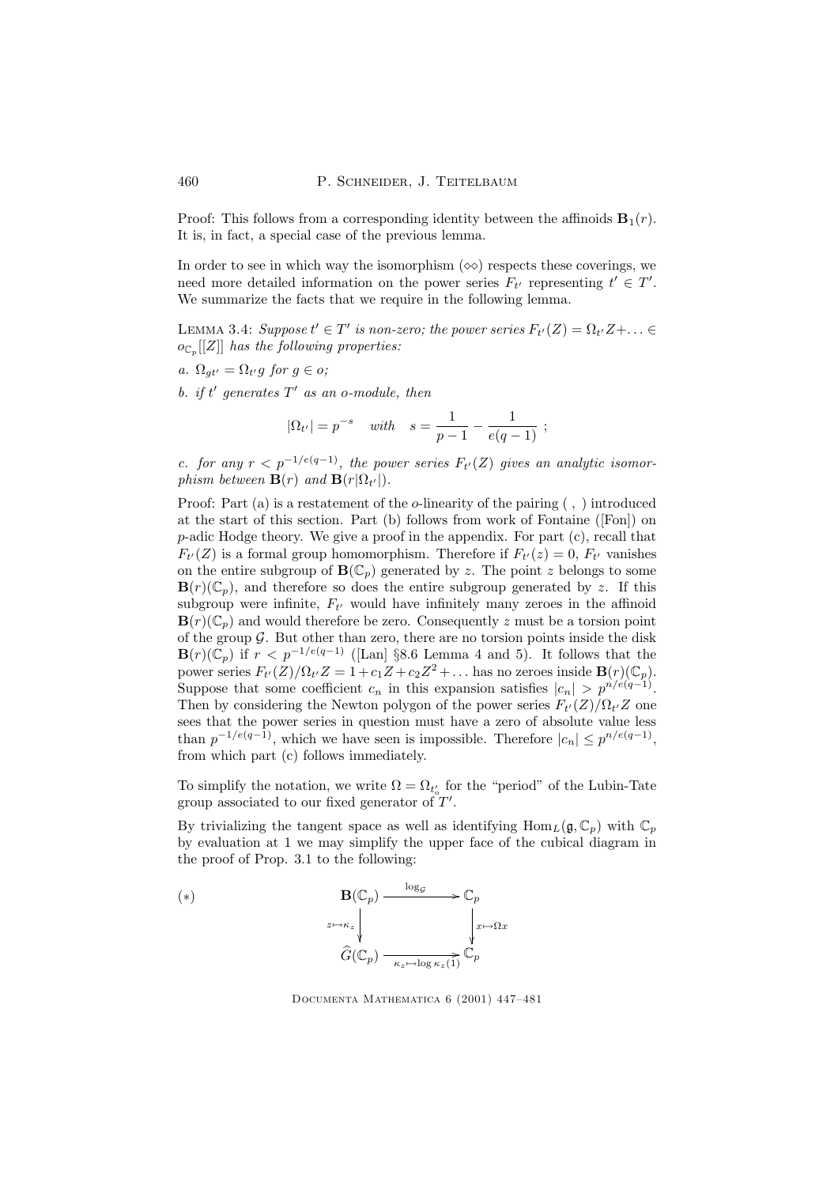Proof: This follows from a corresponding identity between the affinoids $\mathbf{B}_1(r)$. It is, in fact, a special case of the previous lemma.

In order to see in which way the isomorphism $(\diamond\diamond)$ respects these coverings, we need more detailed information on the power series $F_{t'}$ representing $t' \in T'$. We summarize the facts that we require in the following lemma.

LEMMA 3.4: *Suppose $t' \in T'$ is non-zero; the power series $F_{t'}(Z) = \Omega_{t'}Z + \ldots \in o_{\mathbb{C}_p}[[Z]]$ has the following properties:*

*a. $\Omega_{gt'} = \Omega_{t'}g$ for $g \in o$;*

*b. if $t'$ generates $T'$ as an $o$-module, then*

$$|\Omega_{t'}| = p^{-s} \quad \text{with} \quad s = \frac{1}{p-1} - \frac{1}{e(q-1)} \; ;$$

*c. for any $r < p^{-1/e(q-1)}$, the power series $F_{t'}(Z)$ gives an analytic isomorphism between $\mathbf{B}(r)$ and $\mathbf{B}(r|\Omega_{t'}|)$.*

Proof: Part (a) is a restatement of the $o$-linearity of the pairing ( , ) introduced at the start of this section. Part (b) follows from work of Fontaine ([Fon]) on $p$-adic Hodge theory. We give a proof in the appendix. For part (c), recall that $F_{t'}(Z)$ is a formal group homomorphism. Therefore if $F_{t'}(z) = 0$, $F_{t'}$ vanishes on the entire subgroup of $\mathbf{B}(\mathbb{C}_p)$ generated by $z$. The point $z$ belongs to some $\mathbf{B}(r)(\mathbb{C}_p)$, and therefore so does the entire subgroup generated by $z$. If this subgroup were infinite, $F_{t'}$ would have infinitely many zeroes in the affinoid $\mathbf{B}(r)(\mathbb{C}_p)$ and would therefore be zero. Consequently $z$ must be a torsion point of the group $\mathcal{G}$. But other than zero, there are no torsion points inside the disk $\mathbf{B}(r)(\mathbb{C}_p)$ if $r < p^{-1/e(q-1)}$ ([Lan] §8.6 Lemma 4 and 5). It follows that the power series $F_{t'}(Z)/\Omega_{t'}Z = 1 + c_1 Z + c_2 Z^2 + \ldots$ has no zeroes inside $\mathbf{B}(r)(\mathbb{C}_p)$. Suppose that some coefficient $c_n$ in this expansion satisfies $|c_n| > p^{n/e(q-1)}$. Then by considering the Newton polygon of the power series $F_{t'}(Z)/\Omega_{t'}Z$ one sees that the power series in question must have a zero of absolute value less than $p^{-1/e(q-1)}$, which we have seen is impossible. Therefore $|c_n| \leq p^{n/e(q-1)}$, from which part (c) follows immediately.

To simplify the notation, we write $\Omega = \Omega_{t'_o}$ for the "period" of the Lubin-Tate group associated to our fixed generator of $T'$.

By trivializing the tangent space as well as identifying $\mathrm{Hom}_L(\mathfrak{g}, \mathbb{C}_p)$ with $\mathbb{C}_p$ by evaluation at 1 we may simplify the upper face of the cubical diagram in the proof of Prop. 3.1 to the following:

$$(*) \qquad \begin{array}{ccc} \mathbf{B}(\mathbb{C}_p) & \xrightarrow{\log_{\mathcal{G}}} & \mathbb{C}_p \\ {\scriptstyle z \mapsto \kappa_z} \downarrow & & \downarrow {\scriptstyle x \mapsto \Omega x} \\ \widehat{G}(\mathbb{C}_p) & \xrightarrow[\kappa_z \mapsto \log \kappa_z(1)]{} & \mathbb{C}_p \end{array}$$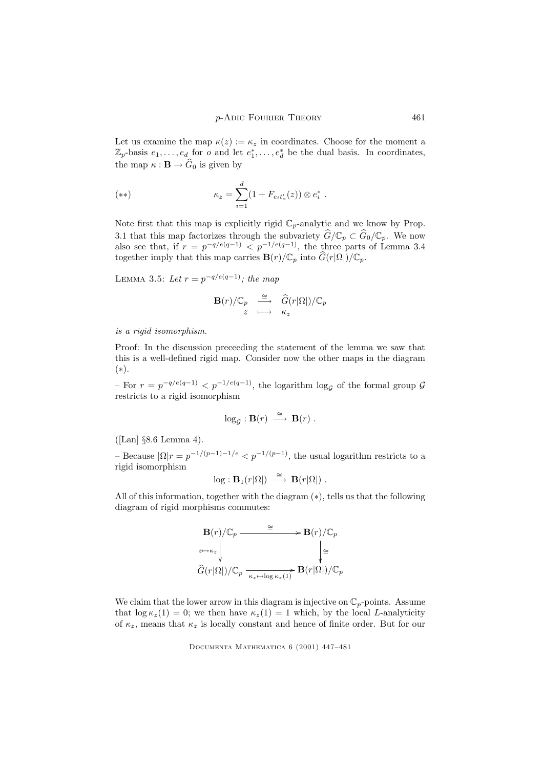Let us examine the map $\kappa(z) := \kappa_z$ in coordinates. Choose for the moment a $\mathbb{Z}_p$-basis $e_1, \ldots, e_d$ for $o$ and let $e_1^*, \ldots, e_d^*$ be the dual basis. In coordinates, the map $\kappa : \mathbf{B} \to \widehat{G}_0$ is given by

$$(**) \qquad \kappa_z = \sum_{i=1}^{d} (1 + F_{e_i t'_o}(z)) \otimes e_i^* \ .$$

Note first that this map is explicitly rigid $\mathbb{C}_p$-analytic and we know by Prop. 3.1 that this map factorizes through the subvariety $\widehat{G}/\mathbb{C}_p \subset \widehat{G}_0/\mathbb{C}_p$. We now also see that, if $r = p^{-q/e(q-1)} < p^{-1/e(q-1)}$, the three parts of Lemma 3.4 together imply that this map carries $\mathbf{B}(r)/\mathbb{C}_p$ into $\widehat{G}(r|\Omega|)/\mathbb{C}_p$.

Lemma 3.5: *Let $r = p^{-q/e(q-1)}$; the map*

$$\begin{array}{ccc} \mathbf{B}(r)/\mathbb{C}_p & \xrightarrow{\cong} & \widehat{G}(r|\Omega|)/\mathbb{C}_p \\ z & \longmapsto & \kappa_z \end{array}$$

*is a rigid isomorphism.*

Proof: In the discussion preceeding the statement of the lemma we saw that this is a well-defined rigid map. Consider now the other maps in the diagram $(*)$.

– For $r = p^{-q/e(q-1)} < p^{-1/e(q-1)}$, the logarithm $\log_{\mathcal{G}}$ of the formal group $\mathcal{G}$ restricts to a rigid isomorphism

$$\log_{\mathcal{G}} : \mathbf{B}(r) \xrightarrow{\cong} \mathbf{B}(r) \ .$$

([Lan] §8.6 Lemma 4).

– Because $|\Omega| r = p^{-1/(p-1)-1/e} < p^{-1/(p-1)}$, the usual logarithm restricts to a rigid isomorphism

$$\log : \mathbf{B}_1(r|\Omega|) \xrightarrow{\cong} \mathbf{B}(r|\Omega|) \ .$$

All of this information, together with the diagram $(*)$, tells us that the following diagram of rigid morphisms commutes:

$$\begin{array}{ccc} \mathbf{B}(r)/\mathbb{C}_p & \xrightarrow{\cong} & \mathbf{B}(r)/\mathbb{C}_p \\ \downarrow {\scriptstyle z \mapsto \kappa_z} & & \downarrow \cong \\ \widehat{G}(r|\Omega|)/\mathbb{C}_p & \xrightarrow[\kappa_z \mapsto \log \kappa_z(1)]{} & \mathbf{B}(r|\Omega|)/\mathbb{C}_p \end{array}$$

We claim that the lower arrow in this diagram is injective on $\mathbb{C}_p$-points. Assume that $\log \kappa_z(1) = 0$; we then have $\kappa_z(1) = 1$ which, by the local $L$-analyticity of $\kappa_z$, means that $\kappa_z$ is locally constant and hence of finite order. But for our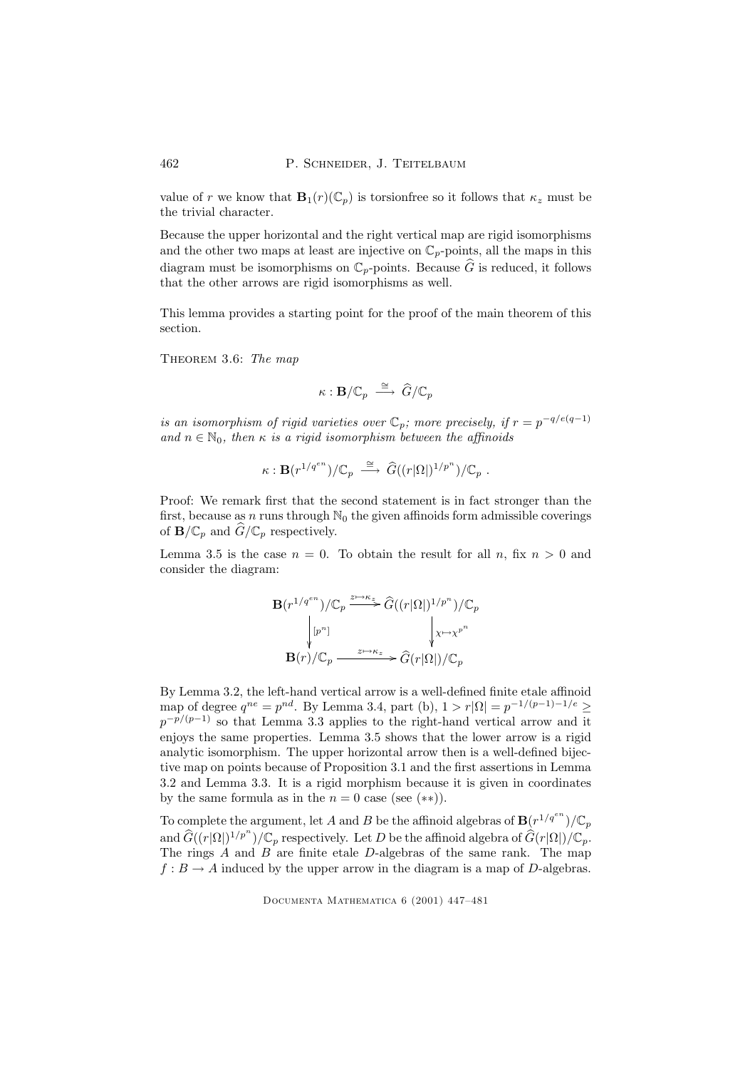value of $r$ we know that $\mathbf{B}_1(r)(\mathbb{C}_p)$ is torsionfree so it follows that $\kappa_z$ must be the trivial character.

Because the upper horizontal and the right vertical map are rigid isomorphisms and the other two maps at least are injective on $\mathbb{C}_p$-points, all the maps in this diagram must be isomorphisms on $\mathbb{C}_p$-points. Because $\widehat{G}$ is reduced, it follows that the other arrows are rigid isomorphisms as well.

This lemma provides a starting point for the proof of the main theorem of this section.

Theorem 3.6: *The map*

$$\kappa : \mathbf{B}/\mathbb{C}_p \overset{\cong}{\longrightarrow} \widehat{G}/\mathbb{C}_p$$

*is an isomorphism of rigid varieties over $\mathbb{C}_p$; more precisely, if $r = p^{-q/e(q-1)}$ and $n \in \mathbb{N}_0$, then $\kappa$ is a rigid isomorphism between the affinoids*

$$\kappa : \mathbf{B}(r^{1/q^{en}})/\mathbb{C}_p \overset{\cong}{\longrightarrow} \widehat{G}((r|\Omega|)^{1/p^n})/\mathbb{C}_p \ .$$

Proof: We remark first that the second statement is in fact stronger than the first, because as $n$ runs through $\mathbb{N}_0$ the given affinoids form admissible coverings of $\mathbf{B}/\mathbb{C}_p$ and $\widehat{G}/\mathbb{C}_p$ respectively.

Lemma 3.5 is the case $n = 0$. To obtain the result for all $n$, fix $n > 0$ and consider the diagram:

$$\begin{array}{ccc}
\mathbf{B}(r^{1/q^{en}})/\mathbb{C}_p & \xrightarrow{z \mapsto \kappa_z} & \widehat{G}((r|\Omega|)^{1/p^n})/\mathbb{C}_p \\
\Big\downarrow {\scriptstyle [p^n]} & & \Big\downarrow {\scriptstyle \chi \mapsto \chi^{p^n}} \\
\mathbf{B}(r)/\mathbb{C}_p & \xrightarrow{z \mapsto \kappa_z} & \widehat{G}(r|\Omega|)/\mathbb{C}_p
\end{array}$$

By Lemma 3.2, the left-hand vertical arrow is a well-defined finite etale affinoid map of degree $q^{ne} = p^{nd}$. By Lemma 3.4, part (b), $1 > r|\Omega| = p^{-1/(p-1)-1/e} \geq p^{-p/(p-1)}$ so that Lemma 3.3 applies to the right-hand vertical arrow and it enjoys the same properties. Lemma 3.5 shows that the lower arrow is a rigid analytic isomorphism. The upper horizontal arrow then is a well-defined bijective map on points because of Proposition 3.1 and the first assertions in Lemma 3.2 and Lemma 3.3. It is a rigid morphism because it is given in coordinates by the same formula as in the $n = 0$ case (see $(**)$).

To complete the argument, let $A$ and $B$ be the affinoid algebras of $\mathbf{B}(r^{1/q^{en}})/\mathbb{C}_p$ and $\widehat{G}((r|\Omega|)^{1/p^n})/\mathbb{C}_p$ respectively. Let $D$ be the affinoid algebra of $\widehat{G}(r|\Omega|)/\mathbb{C}_p$. The rings $A$ and $B$ are finite etale $D$-algebras of the same rank. The map $f : B \to A$ induced by the upper arrow in the diagram is a map of $D$-algebras.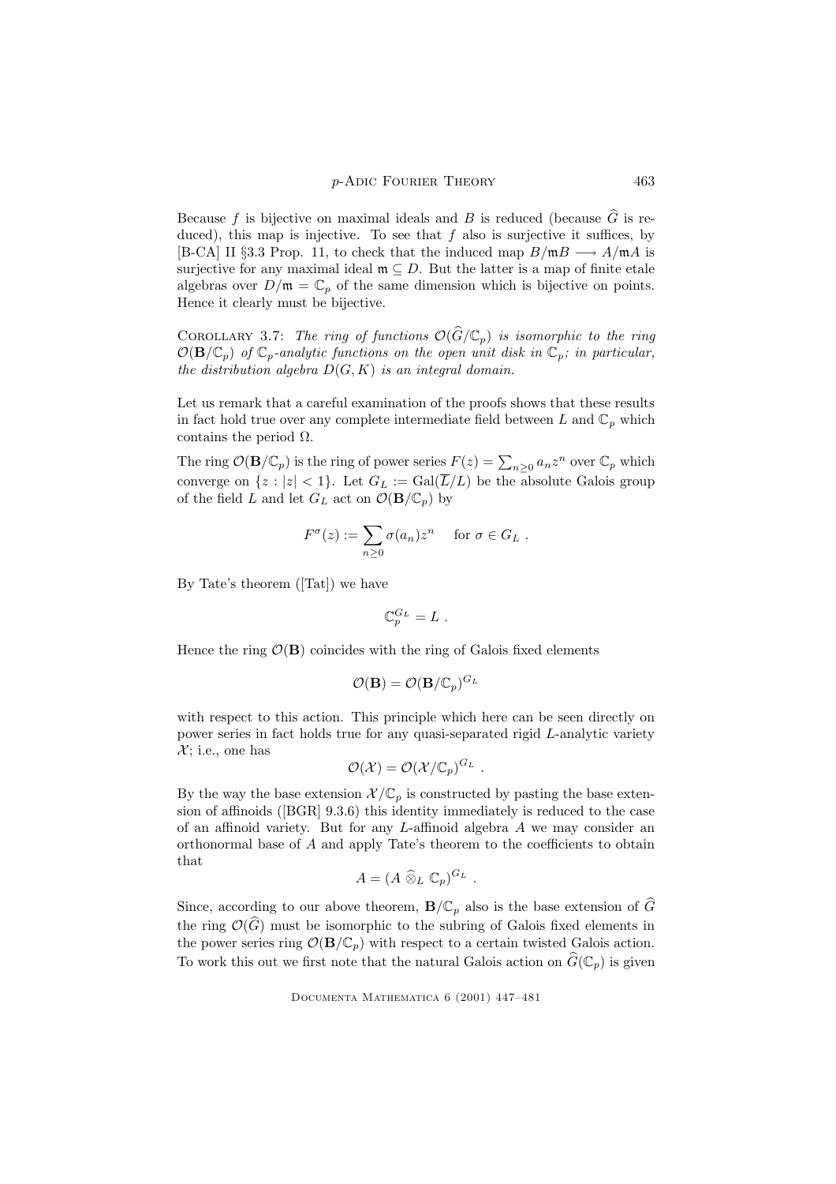Because $f$ is bijective on maximal ideals and $B$ is reduced (because $\widehat{G}$ is reduced), this map is injective. To see that $f$ also is surjective it suffices, by [B-CA] II §3.3 Prop. 11, to check that the induced map $B/\mathfrak{m}B \longrightarrow A/\mathfrak{m}A$ is surjective for any maximal ideal $\mathfrak{m} \subseteq D$. But the latter is a map of finite etale algebras over $D/\mathfrak{m} = \mathbb{C}_p$ of the same dimension which is bijective on points. Hence it clearly must be bijective.

Corollary 3.7: *The ring of functions $\mathcal{O}(\widehat{G}/\mathbb{C}_p)$ is isomorphic to the ring $\mathcal{O}(\mathbf{B}/\mathbb{C}_p)$ of $\mathbb{C}_p$-analytic functions on the open unit disk in $\mathbb{C}_p$; in particular, the distribution algebra $D(G, K)$ is an integral domain.*

Let us remark that a careful examination of the proofs shows that these results in fact hold true over any complete intermediate field between $L$ and $\mathbb{C}_p$ which contains the period $\Omega$.

The ring $\mathcal{O}(\mathbf{B}/\mathbb{C}_p)$ is the ring of power series $F(z) = \sum_{n \geq 0} a_n z^n$ over $\mathbb{C}_p$ which converge on $\{z : |z| < 1\}$. Let $G_L := \mathrm{Gal}(\overline{L}/L)$ be the absolute Galois group of the field $L$ and let $G_L$ act on $\mathcal{O}(\mathbf{B}/\mathbb{C}_p)$ by

$$F^\sigma(z) := \sum_{n \geq 0} \sigma(a_n) z^n \quad \text{for } \sigma \in G_L .$$

By Tate's theorem ([Tat]) we have

$$\mathbb{C}_p^{G_L} = L .$$

Hence the ring $\mathcal{O}(\mathbf{B})$ coincides with the ring of Galois fixed elements

$$\mathcal{O}(\mathbf{B}) = \mathcal{O}(\mathbf{B}/\mathbb{C}_p)^{G_L}$$

with respect to this action. This principle which here can be seen directly on power series in fact holds true for any quasi-separated rigid $L$-analytic variety $\mathcal{X}$; i.e., one has

$$\mathcal{O}(\mathcal{X}) = \mathcal{O}(\mathcal{X}/\mathbb{C}_p)^{G_L} .$$

By the way the base extension $\mathcal{X}/\mathbb{C}_p$ is constructed by pasting the base extension of affinoids ([BGR] 9.3.6) this identity immediately is reduced to the case of an affinoid variety. But for any $L$-affinoid algebra $A$ we may consider an orthonormal base of $A$ and apply Tate's theorem to the coefficients to obtain that

$$A = (A \,\widehat{\otimes}_L\, \mathbb{C}_p)^{G_L} .$$

Since, according to our above theorem, $\mathbf{B}/\mathbb{C}_p$ also is the base extension of $\widehat{G}$ the ring $\mathcal{O}(\widehat{G})$ must be isomorphic to the subring of Galois fixed elements in the power series ring $\mathcal{O}(\mathbf{B}/\mathbb{C}_p)$ with respect to a certain twisted Galois action. To work this out we first note that the natural Galois action on $\widehat{G}(\mathbb{C}_p)$ is given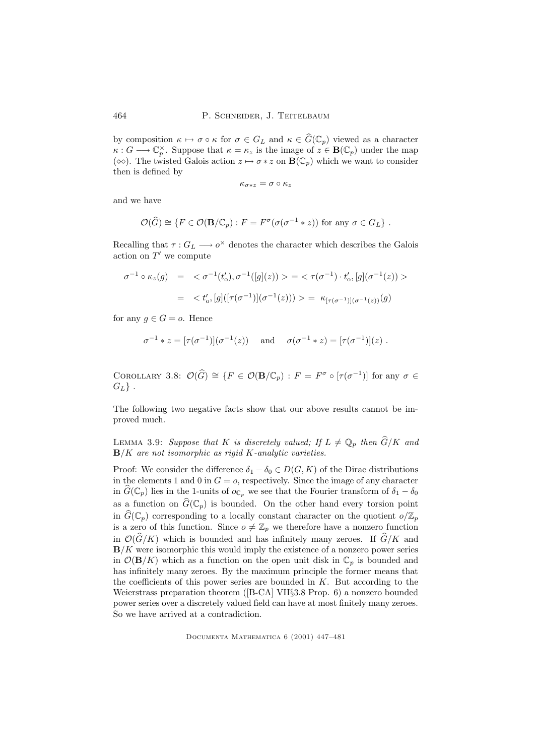by composition $\kappa \mapsto \sigma \circ \kappa$ for $\sigma \in G_L$ and $\kappa \in \widehat{G}(\mathbb{C}_p)$ viewed as a character $\kappa : G \longrightarrow \mathbb{C}_p^\times$. Suppose that $\kappa = \kappa_z$ is the image of $z \in \mathbf{B}(\mathbb{C}_p)$ under the map $(\diamond\diamond)$. The twisted Galois action $z \mapsto \sigma * z$ on $\mathbf{B}(\mathbb{C}_p)$ which we want to consider then is defined by

$$\kappa_{\sigma * z} = \sigma \circ \kappa_z$$

and we have

$$\mathcal{O}(\widehat{G}) \cong \{F \in \mathcal{O}(\mathbf{B}/\mathbb{C}_p) : F = F^\sigma(\sigma(\sigma^{-1} * z)) \text{ for any } \sigma \in G_L\} .$$

Recalling that $\tau : G_L \longrightarrow o^\times$ denotes the character which describes the Galois action on $T'$ we compute

$$\begin{aligned} \sigma^{-1} \circ \kappa_z(g) &= \ < \sigma^{-1}(t'_o), \sigma^{-1}([g](z)) > = < \tau(\sigma^{-1}) \cdot t'_o, [g](\sigma^{-1}(z)) > \\ &= \ < t'_o, [g]([\tau(\sigma^{-1})](\sigma^{-1}(z))) > = \ \kappa_{[\tau(\sigma^{-1})](\sigma^{-1}(z))}(g) \end{aligned}$$

for any $g \in G = o$. Hence

$$\sigma^{-1} * z = [\tau(\sigma^{-1})](\sigma^{-1}(z)) \quad \text{ and } \quad \sigma(\sigma^{-1} * z) = [\tau(\sigma^{-1})](z) .$$

Corollary 3.8: $\mathcal{O}(\widehat{G}) \cong \{F \in \mathcal{O}(\mathbf{B}/\mathbb{C}_p) : F = F^\sigma \circ [\tau(\sigma^{-1})]$ for any $\sigma \in G_L\}$ .

The following two negative facts show that our above results cannot be improved much.

Lemma 3.9: *Suppose that $K$ is discretely valued; If $L \neq \mathbb{Q}_p$ then $\widehat{G}/K$ and $\mathbf{B}/K$ are not isomorphic as rigid $K$-analytic varieties.*

Proof: We consider the difference $\delta_1 - \delta_0 \in D(G, K)$ of the Dirac distributions in the elements 1 and 0 in $G = o$, respectively. Since the image of any character in $\widehat{G}(\mathbb{C}_p)$ lies in the 1-units of $o_{\mathbb{C}_p}$ we see that the Fourier transform of $\delta_1 - \delta_0$ as a function on $\widehat{G}(\mathbb{C}_p)$ is bounded. On the other hand every torsion point in $\widehat{G}(\mathbb{C}_p)$ corresponding to a locally constant character on the quotient $o/\mathbb{Z}_p$ is a zero of this function. Since $o \neq \mathbb{Z}_p$ we therefore have a nonzero function in $\mathcal{O}(\widehat{G}/K)$ which is bounded and has infinitely many zeroes. If $\widehat{G}/K$ and $\mathbf{B}/K$ were isomorphic this would imply the existence of a nonzero power series in $\mathcal{O}(\mathbf{B}/K)$ which as a function on the open unit disk in $\mathbb{C}_p$ is bounded and has infinitely many zeroes. By the maximum principle the former means that the coefficients of this power series are bounded in $K$. But according to the Weierstrass preparation theorem ([B-CA] VII§3.8 Prop. 6) a nonzero bounded power series over a discretely valued field can have at most finitely many zeroes. So we have arrived at a contradiction.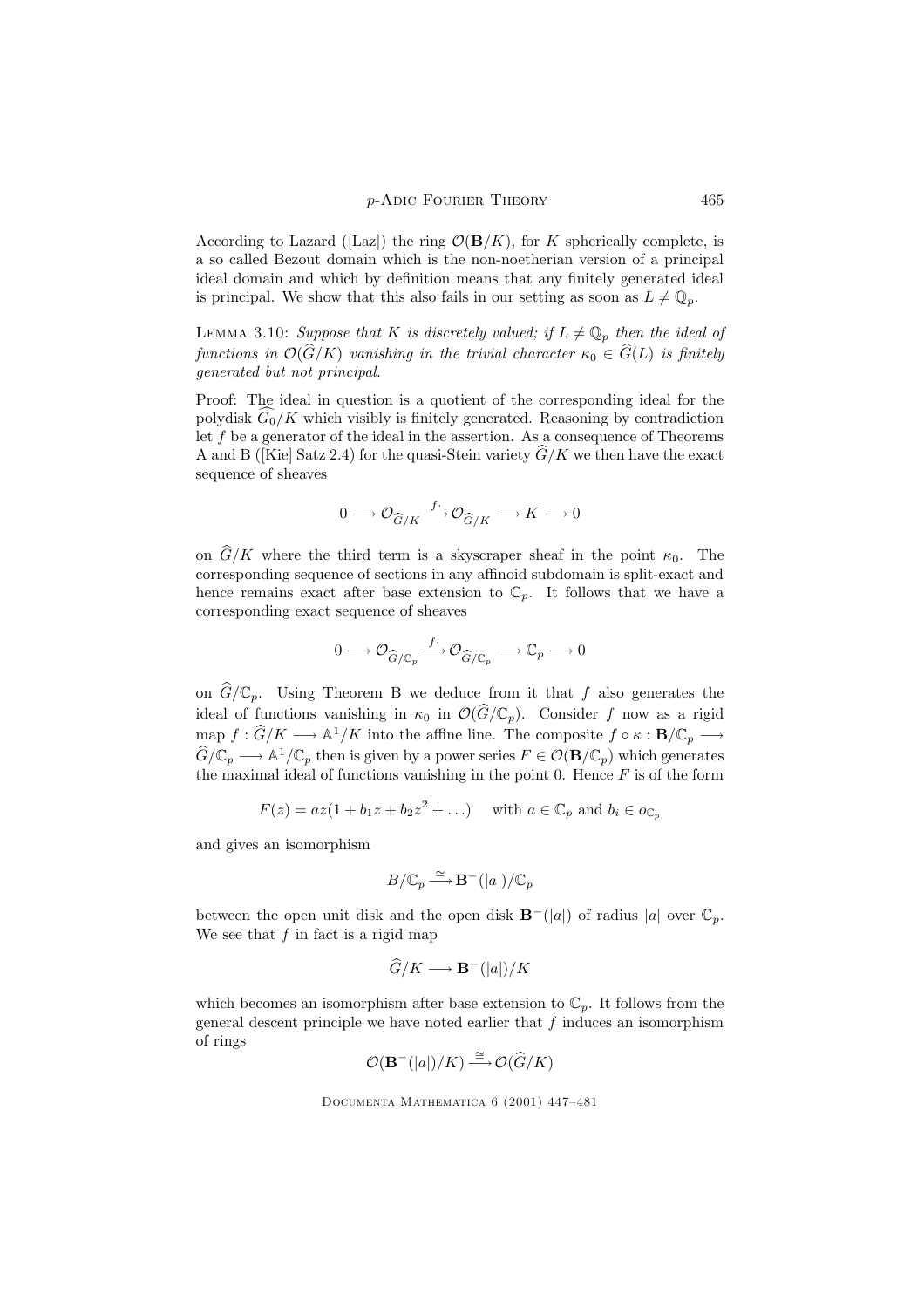According to Lazard ([Laz]) the ring $\mathcal{O}(\mathbf{B}/K)$, for $K$ spherically complete, is a so called Bezout domain which is the non-noetherian version of a principal ideal domain and which by definition means that any finitely generated ideal is principal. We show that this also fails in our setting as soon as $L \neq \mathbb{Q}_p$.

LEMMA 3.10: *Suppose that $K$ is discretely valued; if $L \neq \mathbb{Q}_p$ then the ideal of functions in $\mathcal{O}(\widehat{G}/K)$ vanishing in the trivial character $\kappa_0 \in \widehat{G}(L)$ is finitely generated but not principal.*

Proof: The ideal in question is a quotient of the corresponding ideal for the polydisk $\widehat{G_0}/K$ which visibly is finitely generated. Reasoning by contradiction let $f$ be a generator of the ideal in the assertion. As a consequence of Theorems A and B ([Kie] Satz 2.4) for the quasi-Stein variety $\widehat{G}/K$ we then have the exact sequence of sheaves

$$0 \longrightarrow \mathcal{O}_{\widehat{G}/K} \xrightarrow{f\cdot} \mathcal{O}_{\widehat{G}/K} \longrightarrow K \longrightarrow 0$$

on $\widehat{G}/K$ where the third term is a skyscraper sheaf in the point $\kappa_0$. The corresponding sequence of sections in any affinoid subdomain is split-exact and hence remains exact after base extension to $\mathbb{C}_p$. It follows that we have a corresponding exact sequence of sheaves

$$0 \longrightarrow \mathcal{O}_{\widehat{G}/\mathbb{C}_p} \xrightarrow{f\cdot} \mathcal{O}_{\widehat{G}/\mathbb{C}_p} \longrightarrow \mathbb{C}_p \longrightarrow 0$$

on $\widehat{G}/\mathbb{C}_p$. Using Theorem B we deduce from it that $f$ also generates the ideal of functions vanishing in $\kappa_0$ in $\mathcal{O}(\widehat{G}/\mathbb{C}_p)$. Consider $f$ now as a rigid map $f : \widehat{G}/K \longrightarrow \mathbb{A}^1/K$ into the affine line. The composite $f \circ \kappa : \mathbf{B}/\mathbb{C}_p \longrightarrow \widehat{G}/\mathbb{C}_p \longrightarrow \mathbb{A}^1/\mathbb{C}_p$ then is given by a power series $F \in \mathcal{O}(\mathbf{B}/\mathbb{C}_p)$ which generates the maximal ideal of functions vanishing in the point 0. Hence $F$ is of the form

$$F(z) = az(1 + b_1 z + b_2 z^2 + \ldots) \quad \text{ with } a \in \mathbb{C}_p \text{ and } b_i \in o_{\mathbb{C}_p}$$

and gives an isomorphism

$$B/\mathbb{C}_p \xrightarrow{\simeq} \mathbf{B}^-(|a|)/\mathbb{C}_p$$

between the open unit disk and the open disk $\mathbf{B}^-(|a|)$ of radius $|a|$ over $\mathbb{C}_p$. We see that $f$ in fact is a rigid map

$$\widehat{G}/K \longrightarrow \mathbf{B}^-(|a|)/K$$

which becomes an isomorphism after base extension to $\mathbb{C}_p$. It follows from the general descent principle we have noted earlier that $f$ induces an isomorphism of rings

$$\mathcal{O}(\mathbf{B}^-(|a|)/K) \xrightarrow{\cong} \mathcal{O}(\widehat{G}/K)$$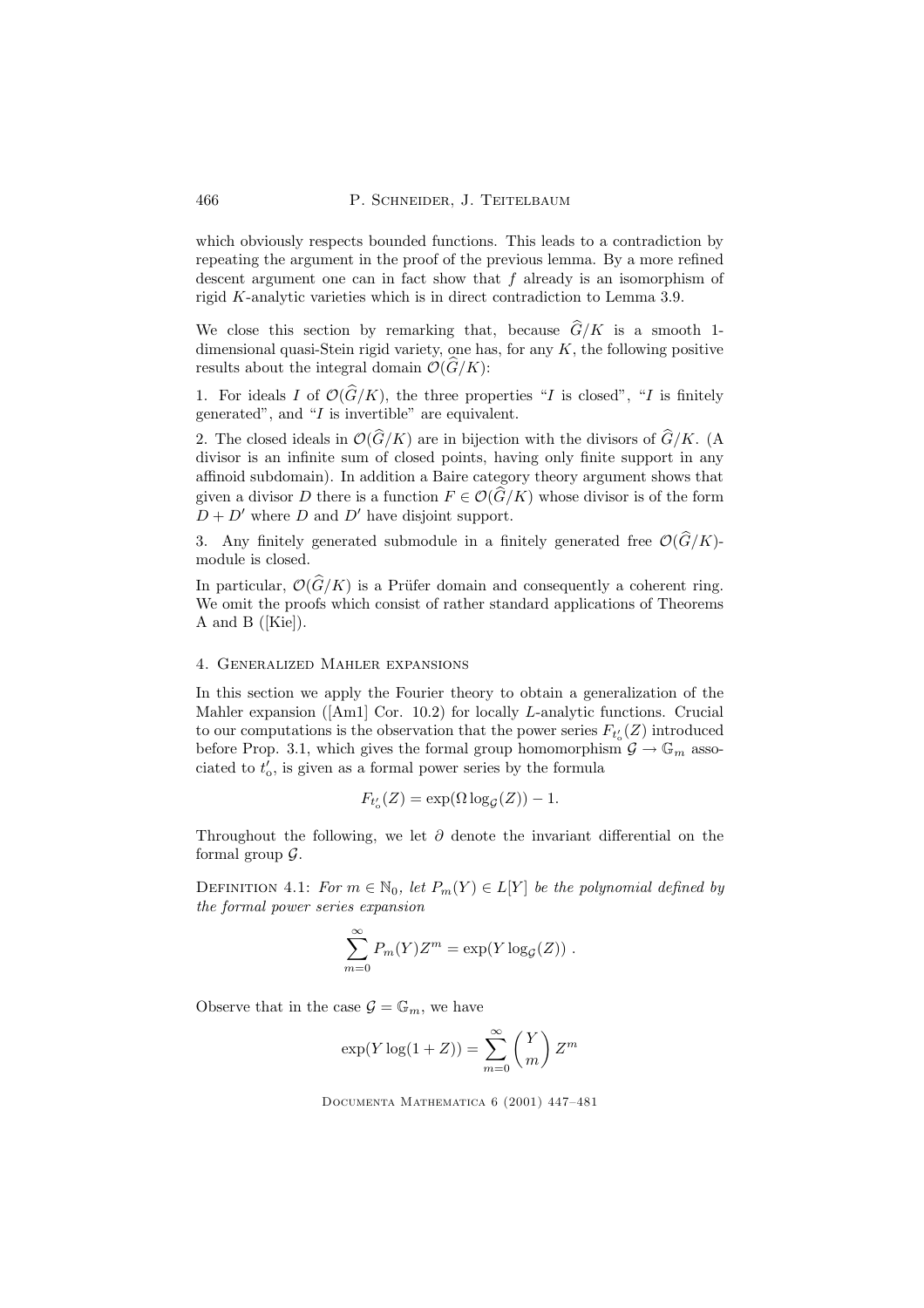which obviously respects bounded functions. This leads to a contradiction by repeating the argument in the proof of the previous lemma. By a more refined descent argument one can in fact show that $f$ already is an isomorphism of rigid $K$-analytic varieties which is in direct contradiction to Lemma 3.9.

We close this section by remarking that, because $\widehat{G}/K$ is a smooth 1-dimensional quasi-Stein rigid variety, one has, for any $K$, the following positive results about the integral domain $\mathcal{O}(\widehat{G}/K)$:

1. For ideals $I$ of $\mathcal{O}(\widehat{G}/K)$, the three properties "$I$ is closed", "$I$ is finitely generated", and "$I$ is invertible" are equivalent.

2. The closed ideals in $\mathcal{O}(\widehat{G}/K)$ are in bijection with the divisors of $\widehat{G}/K$. (A divisor is an infinite sum of closed points, having only finite support in any affinoid subdomain). In addition a Baire category theory argument shows that given a divisor $D$ there is a function $F \in \mathcal{O}(\widehat{G}/K)$ whose divisor is of the form $D + D'$ where $D$ and $D'$ have disjoint support.

3. Any finitely generated submodule in a finitely generated free $\mathcal{O}(\widehat{G}/K)$-module is closed.

In particular, $\mathcal{O}(\widehat{G}/K)$ is a Prüfer domain and consequently a coherent ring. We omit the proofs which consist of rather standard applications of Theorems A and B ([Kie]).

## 4. Generalized Mahler expansions

In this section we apply the Fourier theory to obtain a generalization of the Mahler expansion ([Am1] Cor. 10.2) for locally $L$-analytic functions. Crucial to our computations is the observation that the power series $F_{t'_o}(Z)$ introduced before Prop. 3.1, which gives the formal group homomorphism $\mathcal{G} \to \mathbb{G}_m$ associated to $t'_o$, is given as a formal power series by the formula

$$F_{t'_o}(Z) = \exp(\Omega \log_{\mathcal{G}}(Z)) - 1.$$

Throughout the following, we let $\partial$ denote the invariant differential on the formal group $\mathcal{G}$.

Definition 4.1: *For $m \in \mathbb{N}_0$, let $P_m(Y) \in L[Y]$ be the polynomial defined by the formal power series expansion*

$$\sum_{m=0}^{\infty} P_m(Y) Z^m = \exp(Y \log_{\mathcal{G}}(Z)) \ .$$

Observe that in the case $\mathcal{G} = \mathbb{G}_m$, we have

$$\exp(Y \log(1+Z)) = \sum_{m=0}^{\infty} \binom{Y}{m} Z^m$$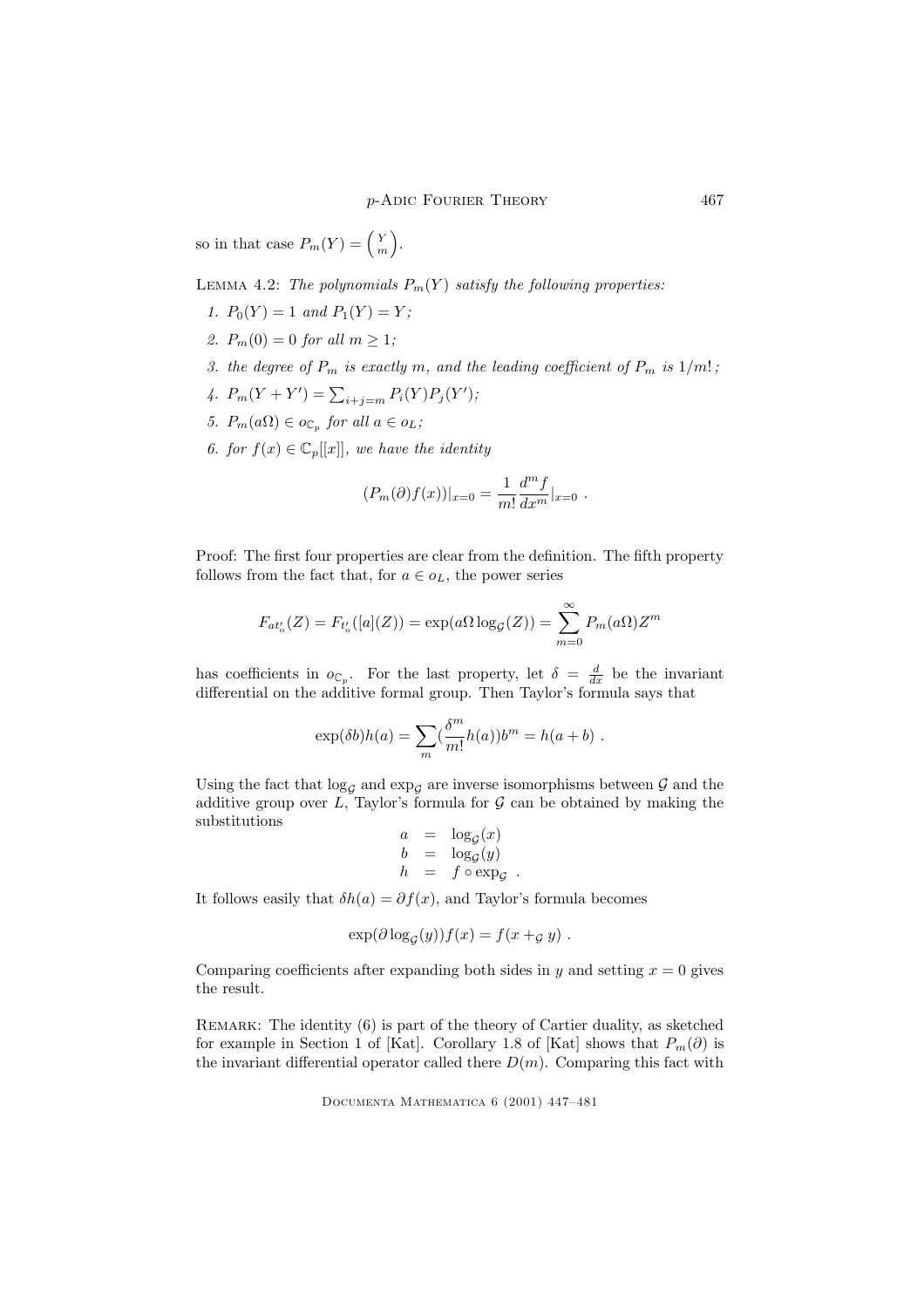so in that case $P_m(Y) = \binom{Y}{m}$.

LEMMA 4.2: *The polynomials $P_m(Y)$ satisfy the following properties:*

1. *$P_0(Y) = 1$ and $P_1(Y) = Y$;*
2. *$P_m(0) = 0$ for all $m \geq 1$;*
3. *the degree of $P_m$ is exactly $m$, and the leading coefficient of $P_m$ is $1/m!$;*
4. *$P_m(Y + Y') = \sum_{i+j=m} P_i(Y)P_j(Y')$;*
5. *$P_m(a\Omega) \in o_{\mathbb{C}_p}$ for all $a \in o_L$;*
6. *for $f(x) \in \mathbb{C}_p[[x]]$, we have the identity*

$$(P_m(\partial)f(x))|_{x=0} = \frac{1}{m!}\frac{d^m f}{dx^m}|_{x=0} \ .$$

Proof: The first four properties are clear from the definition. The fifth property follows from the fact that, for $a \in o_L$, the power series

$$F_{at'_o}(Z) = F_{t'_o}([a](Z)) = \exp(a\Omega \log_{\mathcal{G}}(Z)) = \sum_{m=0}^{\infty} P_m(a\Omega)Z^m$$

has coefficients in $o_{\mathbb{C}_p}$. For the last property, let $\delta = \frac{d}{dx}$ be the invariant differential on the additive formal group. Then Taylor's formula says that

$$\exp(\delta b)h(a) = \sum_m (\frac{\delta^m}{m!}h(a))b^m = h(a+b) \ .$$

Using the fact that $\log_{\mathcal{G}}$ and $\exp_{\mathcal{G}}$ are inverse isomorphisms between $\mathcal{G}$ and the additive group over $L$, Taylor's formula for $\mathcal{G}$ can be obtained by making the substitutions

$$\begin{aligned} a &= \log_{\mathcal{G}}(x) \\ b &= \log_{\mathcal{G}}(y) \\ h &= f \circ \exp_{\mathcal{G}} \ . \end{aligned}$$

It follows easily that $\delta h(a) = \partial f(x)$, and Taylor's formula becomes

$$\exp(\partial \log_{\mathcal{G}}(y))f(x) = f(x +_{\mathcal{G}} y) \ .$$

Comparing coefficients after expanding both sides in $y$ and setting $x = 0$ gives the result.

REMARK: The identity (6) is part of the theory of Cartier duality, as sketched for example in Section 1 of [Kat]. Corollary 1.8 of [Kat] shows that $P_m(\partial)$ is the invariant differential operator called there $D(m)$. Comparing this fact with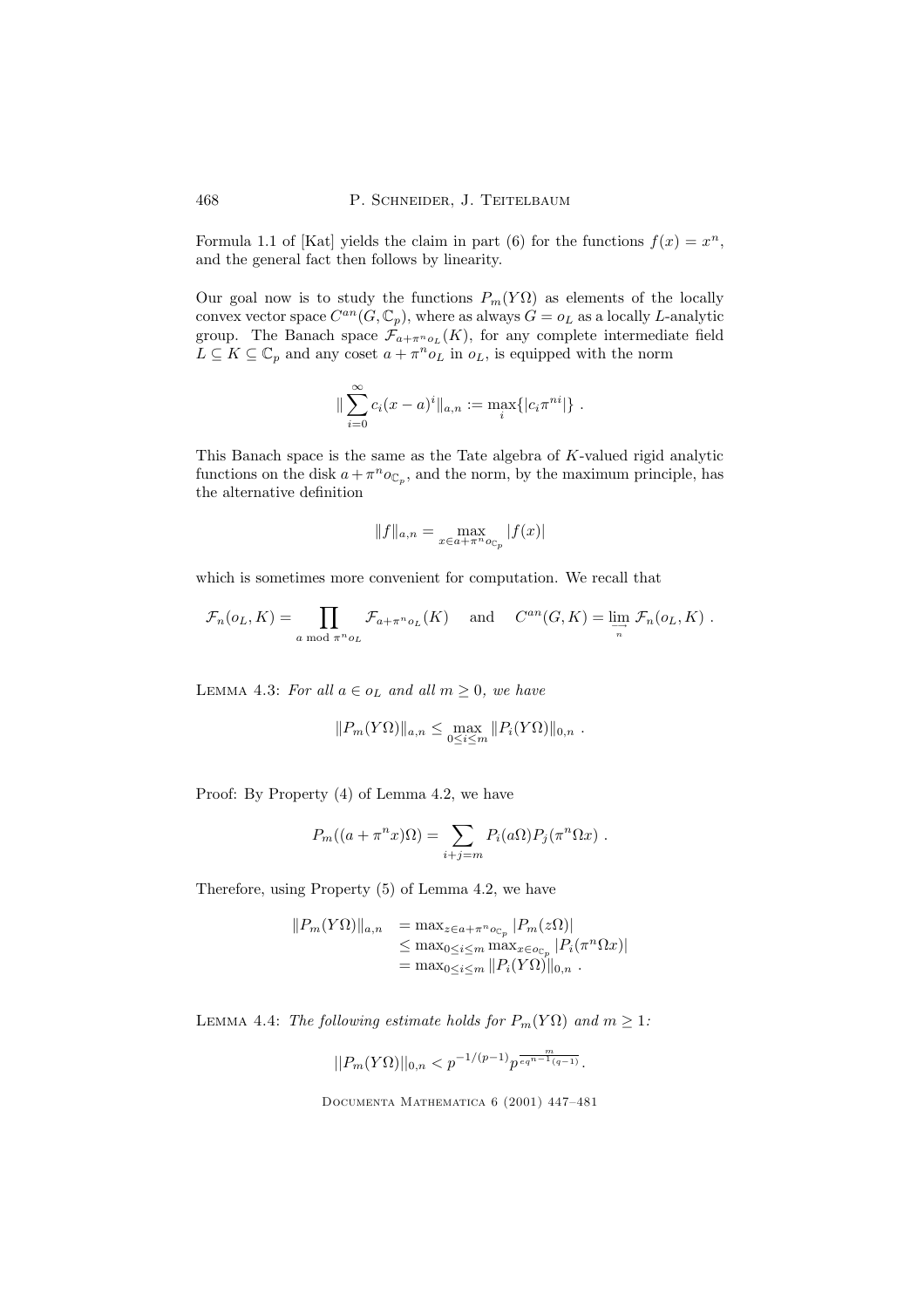Formula 1.1 of [Kat] yields the claim in part (6) for the functions $f(x) = x^n$, and the general fact then follows by linearity.

Our goal now is to study the functions $P_m(Y\Omega)$ as elements of the locally convex vector space $C^{an}(G, \mathbb{C}_p)$, where as always $G = o_L$ as a locally $L$-analytic group. The Banach space $\mathcal{F}_{a+\pi^n o_L}(K)$, for any complete intermediate field $L \subseteq K \subseteq \mathbb{C}_p$ and any coset $a + \pi^n o_L$ in $o_L$, is equipped with the norm

$$\|\sum_{i=0}^{\infty} c_i (x-a)^i\|_{a,n} := \max_i \{|c_i \pi^{ni}|\} .$$

This Banach space is the same as the Tate algebra of $K$-valued rigid analytic functions on the disk $a + \pi^n o_{\mathbb{C}_p}$, and the norm, by the maximum principle, has the alternative definition

$$\|f\|_{a,n} = \max_{x \in a+\pi^n o_{\mathbb{C}_p}} |f(x)|$$

which is sometimes more convenient for computation. We recall that

$$\mathcal{F}_n(o_L, K) = \prod_{a \bmod \pi^n o_L} \mathcal{F}_{a+\pi^n o_L}(K) \quad \text{and} \quad C^{an}(G, K) = \varinjlim_n \mathcal{F}_n(o_L, K) .$$

Lemma 4.3: *For all $a \in o_L$ and all $m \geq 0$, we have*

$$\|P_m(Y\Omega)\|_{a,n} \leq \max_{0 \leq i \leq m} \|P_i(Y\Omega)\|_{0,n} .$$

Proof: By Property (4) of Lemma 4.2, we have

$$P_m((a + \pi^n x)\Omega) = \sum_{i+j=m} P_i(a\Omega) P_j(\pi^n \Omega x) .$$

Therefore, using Property (5) of Lemma 4.2, we have

$$\begin{aligned} \|P_m(Y\Omega)\|_{a,n} &= \max_{z \in a+\pi^n o_{\mathbb{C}_p}} |P_m(z\Omega)| \\ &\leq \max_{0 \leq i \leq m} \max_{x \in o_{\mathbb{C}_p}} |P_i(\pi^n \Omega x)| \\ &= \max_{0 \leq i \leq m} \|P_i(Y\Omega)\|_{0,n} . \end{aligned}$$

Lemma 4.4: *The following estimate holds for $P_m(Y\Omega)$ and $m \geq 1$:*

$$||P_m(Y\Omega)||_{0,n} < p^{-1/(p-1)} p^{\frac{m}{eq^{n-1}(q-1)}} .$$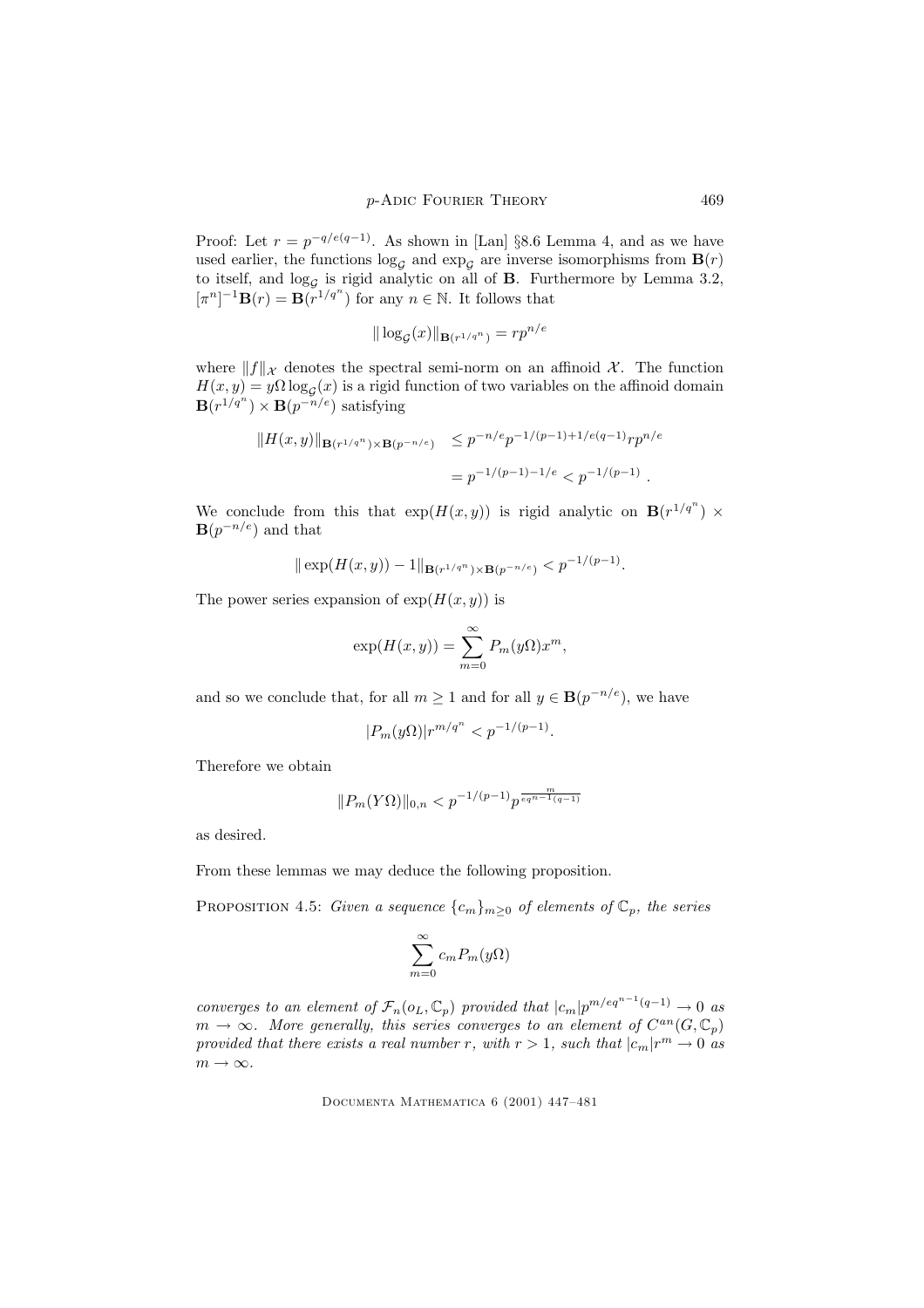Proof: Let $r = p^{-q/e(q-1)}$. As shown in [Lan] §8.6 Lemma 4, and as we have used earlier, the functions $\log_{\mathcal{G}}$ and $\exp_{\mathcal{G}}$ are inverse isomorphisms from $\mathbf{B}(r)$ to itself, and $\log_{\mathcal{G}}$ is rigid analytic on all of $\mathbf{B}$. Furthermore by Lemma 3.2, $[\pi^n]^{-1}\mathbf{B}(r) = \mathbf{B}(r^{1/q^n})$ for any $n \in \mathbb{N}$. It follows that

$$\|\log_{\mathcal{G}}(x)\|_{\mathbf{B}(r^{1/q^n})} = rp^{n/e}$$

where $\|f\|_{\mathcal{X}}$ denotes the spectral semi-norm on an affinoid $\mathcal{X}$. The function $H(x,y) = y\Omega \log_{\mathcal{G}}(x)$ is a rigid function of two variables on the affinoid domain $\mathbf{B}(r^{1/q^n}) \times \mathbf{B}(p^{-n/e})$ satisfying

$$\begin{aligned}\|H(x,y)\|_{\mathbf{B}(r^{1/q^n}) \times \mathbf{B}(p^{-n/e})} &\leq p^{-n/e}p^{-1/(p-1)+1/e(q-1)}rp^{n/e} \\ &= p^{-1/(p-1)-1/e} < p^{-1/(p-1)} .\end{aligned}$$

We conclude from this that $\exp(H(x,y))$ is rigid analytic on $\mathbf{B}(r^{1/q^n}) \times \mathbf{B}(p^{-n/e})$ and that

$$\|\exp(H(x,y)) - 1\|_{\mathbf{B}(r^{1/q^n}) \times \mathbf{B}(p^{-n/e})} < p^{-1/(p-1)}.$$

The power series expansion of $\exp(H(x,y))$ is

$$\exp(H(x,y)) = \sum_{m=0}^{\infty} P_m(y\Omega)x^m,$$

and so we conclude that, for all $m \geq 1$ and for all $y \in \mathbf{B}(p^{-n/e})$, we have

$$|P_m(y\Omega)|r^{m/q^n} < p^{-1/(p-1)}.$$

Therefore we obtain

$$\|P_m(Y\Omega)\|_{0,n} < p^{-1/(p-1)}p^{\frac{m}{eq^{n-1}(q-1)}}$$

as desired.

From these lemmas we may deduce the following proposition.

Proposition 4.5: *Given a sequence $\{c_m\}_{m\geq 0}$ of elements of $\mathbb{C}_p$, the series*

$$\sum_{m=0}^{\infty} c_m P_m(y\Omega)$$

*converges to an element of $\mathcal{F}_n(o_L, \mathbb{C}_p)$ provided that $|c_m|p^{m/eq^{n-1}(q-1)} \to 0$ as $m \to \infty$. More generally, this series converges to an element of $C^{an}(G, \mathbb{C}_p)$ provided that there exists a real number $r$, with $r > 1$, such that $|c_m|r^m \to 0$ as $m \to \infty$.*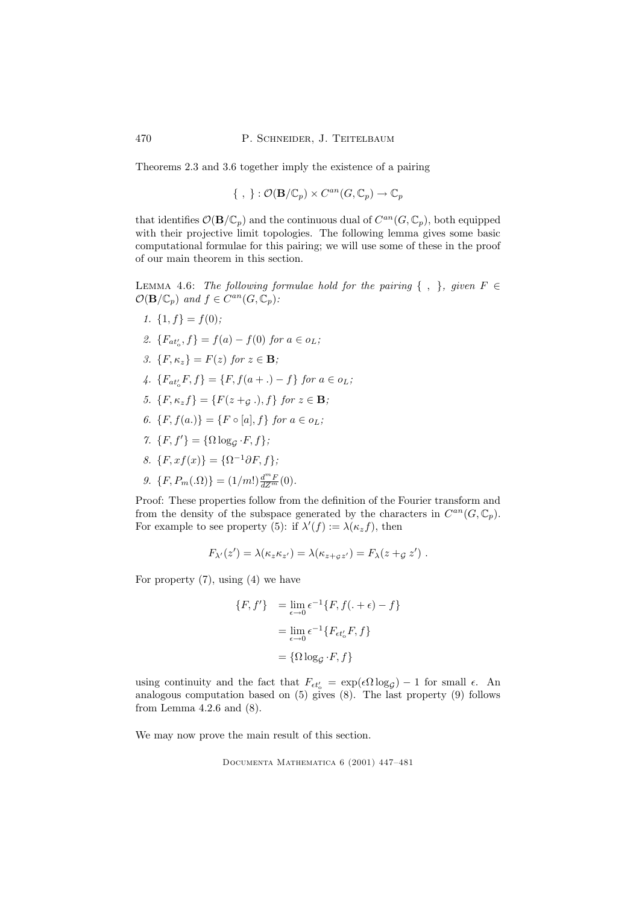Theorems 2.3 and 3.6 together imply the existence of a pairing

$$\{\ ,\ \} : \mathcal{O}(\mathbf{B}/\mathbb{C}_p) \times C^{an}(G, \mathbb{C}_p) \to \mathbb{C}_p$$

that identifies $\mathcal{O}(\mathbf{B}/\mathbb{C}_p)$ and the continuous dual of $C^{an}(G, \mathbb{C}_p)$, both equipped with their projective limit topologies. The following lemma gives some basic computational formulae for this pairing; we will use some of these in the proof of our main theorem in this section.

Lemma 4.6: *The following formulae hold for the pairing $\{\ ,\ \}$, given $F \in \mathcal{O}(\mathbf{B}/\mathbb{C}_p)$ and $f \in C^{an}(G, \mathbb{C}_p)$:*

1. $\{1, f\} = f(0)$;
2. $\{F_{at'_\circ}, f\} = f(a) - f(0)$ *for* $a \in o_L$;
3. $\{F, \kappa_z\} = F(z)$ *for* $z \in \mathbf{B}$;
4. $\{F_{at'_\circ} F, f\} = \{F, f(a + .) - f\}$ *for* $a \in o_L$;
5. $\{F, \kappa_z f\} = \{F(z +_{\mathcal{G}} .), f\}$ *for* $z \in \mathbf{B}$;
6. $\{F, f(a.)\} = \{F \circ [a], f\}$ *for* $a \in o_L$;
7. $\{F, f'\} = \{\Omega \log_{\mathcal{G}} \cdot F, f\}$;
8. $\{F, x f(x)\} = \{\Omega^{-1} \partial F, f\}$;
9. $\{F, P_m(.\Omega)\} = (1/m!) \frac{d^m F}{dZ^m}(0)$.

Proof: These properties follow from the definition of the Fourier transform and from the density of the subspace generated by the characters in $C^{an}(G, \mathbb{C}_p)$. For example to see property (5): if $\lambda'(f) := \lambda(\kappa_z f)$, then

$$F_{\lambda'}(z') = \lambda(\kappa_z \kappa_{z'}) = \lambda(\kappa_{z +_{\mathcal{G}} z'}) = F_\lambda(z +_{\mathcal{G}} z')\ .$$

For property (7), using (4) we have

$$\begin{aligned}
\{F, f'\} &= \lim_{\epsilon \to 0} \epsilon^{-1} \{F, f(. + \epsilon) - f\} \\
&= \lim_{\epsilon \to 0} \epsilon^{-1} \{F_{\epsilon t'_\circ} F, f\} \\
&= \{\Omega \log_{\mathcal{G}} \cdot F, f\}
\end{aligned}$$

using continuity and the fact that $F_{\epsilon t'_\circ} = \exp(\epsilon \Omega \log_{\mathcal{G}}) - 1$ for small $\epsilon$. An analogous computation based on (5) gives (8). The last property (9) follows from Lemma 4.2.6 and (8).

We may now prove the main result of this section.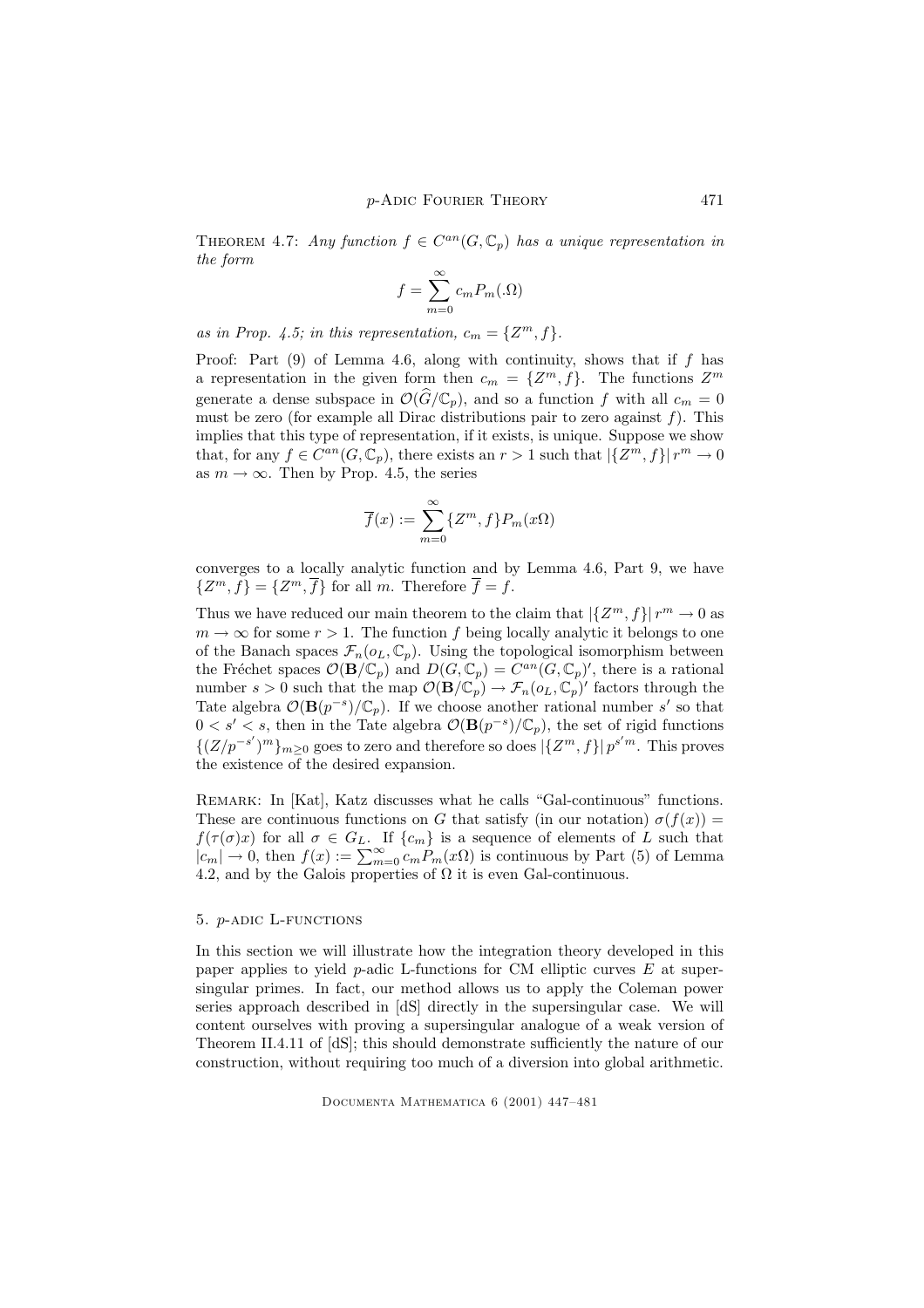THEOREM 4.7: *Any function $f \in C^{an}(G, \mathbb{C}_p)$ has a unique representation in the form*

$$f = \sum_{m=0}^{\infty} c_m P_m(.\Omega)$$

*as in Prop. 4.5; in this representation, $c_m = \{Z^m, f\}$.*

Proof: Part (9) of Lemma 4.6, along with continuity, shows that if $f$ has a representation in the given form then $c_m = \{Z^m, f\}$. The functions $Z^m$ generate a dense subspace in $\mathcal{O}(\widehat{G}/\mathbb{C}_p)$, and so a function $f$ with all $c_m = 0$ must be zero (for example all Dirac distributions pair to zero against $f$). This implies that this type of representation, if it exists, is unique. Suppose we show that, for any $f \in C^{an}(G, \mathbb{C}_p)$, there exists an $r > 1$ such that $|\{Z^m, f\}| \, r^m \to 0$ as $m \to \infty$. Then by Prop. 4.5, the series

$$\overline{f}(x) := \sum_{m=0}^{\infty} \{Z^m, f\} P_m(x\Omega)$$

converges to a locally analytic function and by Lemma 4.6, Part 9, we have $\{Z^m, f\} = \{Z^m, \overline{f}\}$ for all $m$. Therefore $\overline{f} = f$.

Thus we have reduced our main theorem to the claim that $|\{Z^m, f\}| \, r^m \to 0$ as $m \to \infty$ for some $r > 1$. The function $f$ being locally analytic it belongs to one of the Banach spaces $\mathcal{F}_n(o_L, \mathbb{C}_p)$. Using the topological isomorphism between the Fréchet spaces $\mathcal{O}(\mathbf{B}/\mathbb{C}_p)$ and $D(G, \mathbb{C}_p) = C^{an}(G, \mathbb{C}_p)'$, there is a rational number $s > 0$ such that the map $\mathcal{O}(\mathbf{B}/\mathbb{C}_p) \to \mathcal{F}_n(o_L, \mathbb{C}_p)'$ factors through the Tate algebra $\mathcal{O}(\mathbf{B}(p^{-s})/\mathbb{C}_p)$. If we choose another rational number $s'$ so that $0 < s' < s$, then in the Tate algebra $\mathcal{O}(\mathbf{B}(p^{-s})/\mathbb{C}_p)$, the set of rigid functions $\{(Z/p^{-s'})^m\}_{m \geq 0}$ goes to zero and therefore so does $|\{Z^m, f\}| \, p^{s'm}$. This proves the existence of the desired expansion.

REMARK: In [Kat], Katz discusses what he calls "Gal-continuous" functions. These are continuous functions on $G$ that satisfy (in our notation) $\sigma(f(x)) = f(\tau(\sigma)x)$ for all $\sigma \in G_L$. If $\{c_m\}$ is a sequence of elements of $L$ such that $|c_m| \to 0$, then $f(x) := \sum_{m=0}^{\infty} c_m P_m(x\Omega)$ is continuous by Part (5) of Lemma 4.2, and by the Galois properties of $\Omega$ it is even Gal-continuous.

## 5. $p$-ADIC L-FUNCTIONS

In this section we will illustrate how the integration theory developed in this paper applies to yield $p$-adic L-functions for CM elliptic curves $E$ at supersingular primes. In fact, our method allows us to apply the Coleman power series approach described in [dS] directly in the supersingular case. We will content ourselves with proving a supersingular analogue of a weak version of Theorem II.4.11 of [dS]; this should demonstrate sufficiently the nature of our construction, without requiring too much of a diversion into global arithmetic.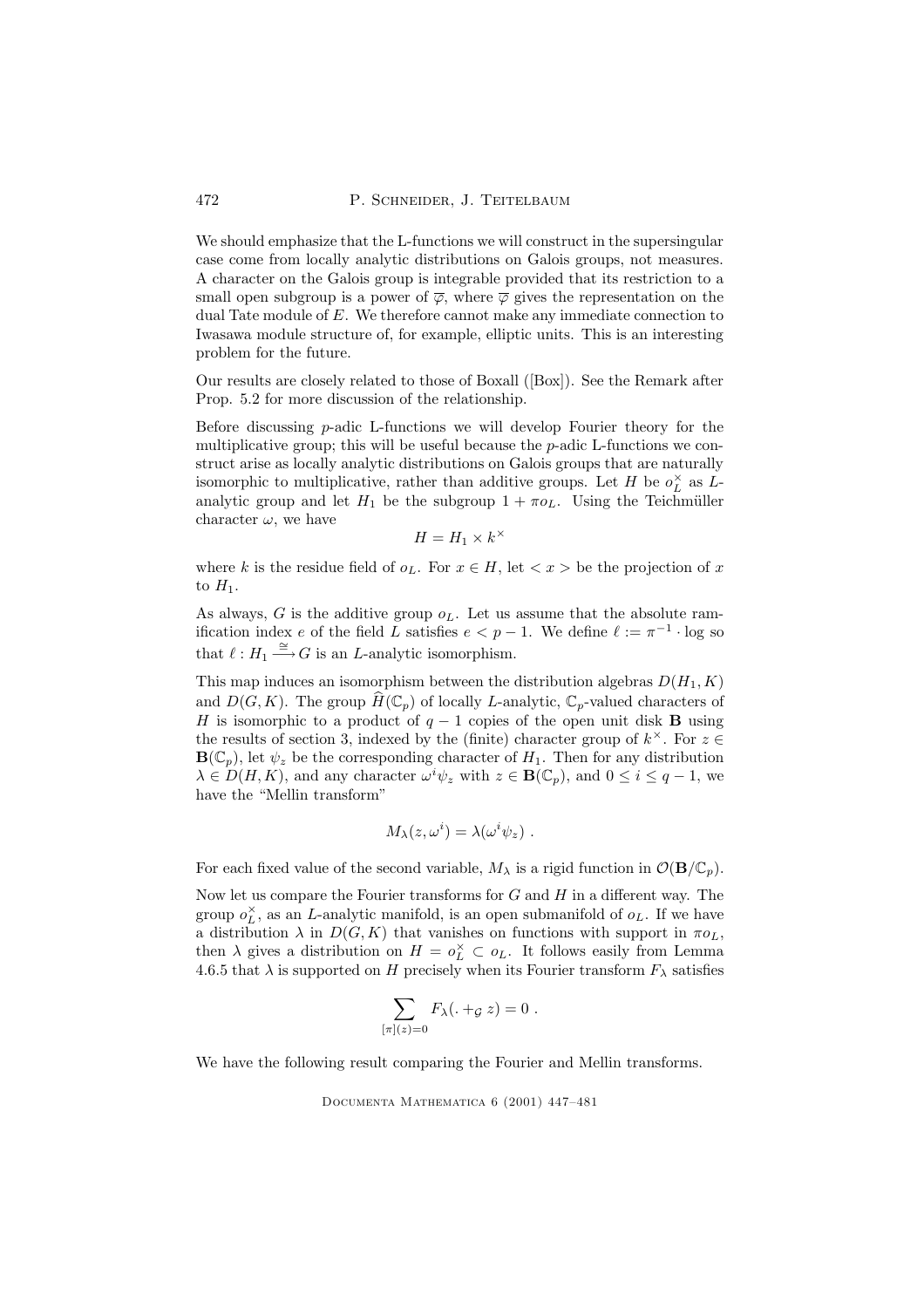We should emphasize that the L-functions we will construct in the supersingular case come from locally analytic distributions on Galois groups, not measures. A character on the Galois group is integrable provided that its restriction to a small open subgroup is a power of $\overline{\varphi}$, where $\overline{\varphi}$ gives the representation on the dual Tate module of $E$. We therefore cannot make any immediate connection to Iwasawa module structure of, for example, elliptic units. This is an interesting problem for the future.

Our results are closely related to those of Boxall ([Box]). See the Remark after Prop. 5.2 for more discussion of the relationship.

Before discussing $p$-adic L-functions we will develop Fourier theory for the multiplicative group; this will be useful because the $p$-adic L-functions we construct arise as locally analytic distributions on Galois groups that are naturally isomorphic to multiplicative, rather than additive groups. Let $H$ be $o_L^\times$ as $L$-analytic group and let $H_1$ be the subgroup $1 + \pi o_L$. Using the Teichmüller character $\omega$, we have

$$H = H_1 \times k^\times$$

where $k$ is the residue field of $o_L$. For $x \in H$, let $< x >$ be the projection of $x$ to $H_1$.

As always, $G$ is the additive group $o_L$. Let us assume that the absolute ramification index $e$ of the field $L$ satisfies $e < p - 1$. We define $\ell := \pi^{-1} \cdot \log$ so that $\ell : H_1 \xrightarrow{\cong} G$ is an $L$-analytic isomorphism.

This map induces an isomorphism between the distribution algebras $D(H_1, K)$ and $D(G, K)$. The group $\widehat{H}(\mathbb{C}_p)$ of locally $L$-analytic, $\mathbb{C}_p$-valued characters of $H$ is isomorphic to a product of $q - 1$ copies of the open unit disk $\mathbf{B}$ using the results of section 3, indexed by the (finite) character group of $k^\times$. For $z \in \mathbf{B}(\mathbb{C}_p)$, let $\psi_z$ be the corresponding character of $H_1$. Then for any distribution $\lambda \in D(H, K)$, and any character $\omega^i \psi_z$ with $z \in \mathbf{B}(\mathbb{C}_p)$, and $0 \leq i \leq q - 1$, we have the "Mellin transform"

$$M_\lambda(z, \omega^i) = \lambda(\omega^i \psi_z) \ .$$

For each fixed value of the second variable, $M_\lambda$ is a rigid function in $\mathcal{O}(\mathbf{B}/\mathbb{C}_p)$.

Now let us compare the Fourier transforms for $G$ and $H$ in a different way. The group $o_L^\times$, as an $L$-analytic manifold, is an open submanifold of $o_L$. If we have a distribution $\lambda$ in $D(G, K)$ that vanishes on functions with support in $\pi o_L$, then $\lambda$ gives a distribution on $H = o_L^\times \subset o_L$. It follows easily from Lemma 4.6.5 that $\lambda$ is supported on $H$ precisely when its Fourier transform $F_\lambda$ satisfies

$$\sum_{[\pi](z)=0} F_\lambda(. +_{\mathcal{G}} z) = 0 \ .$$

We have the following result comparing the Fourier and Mellin transforms.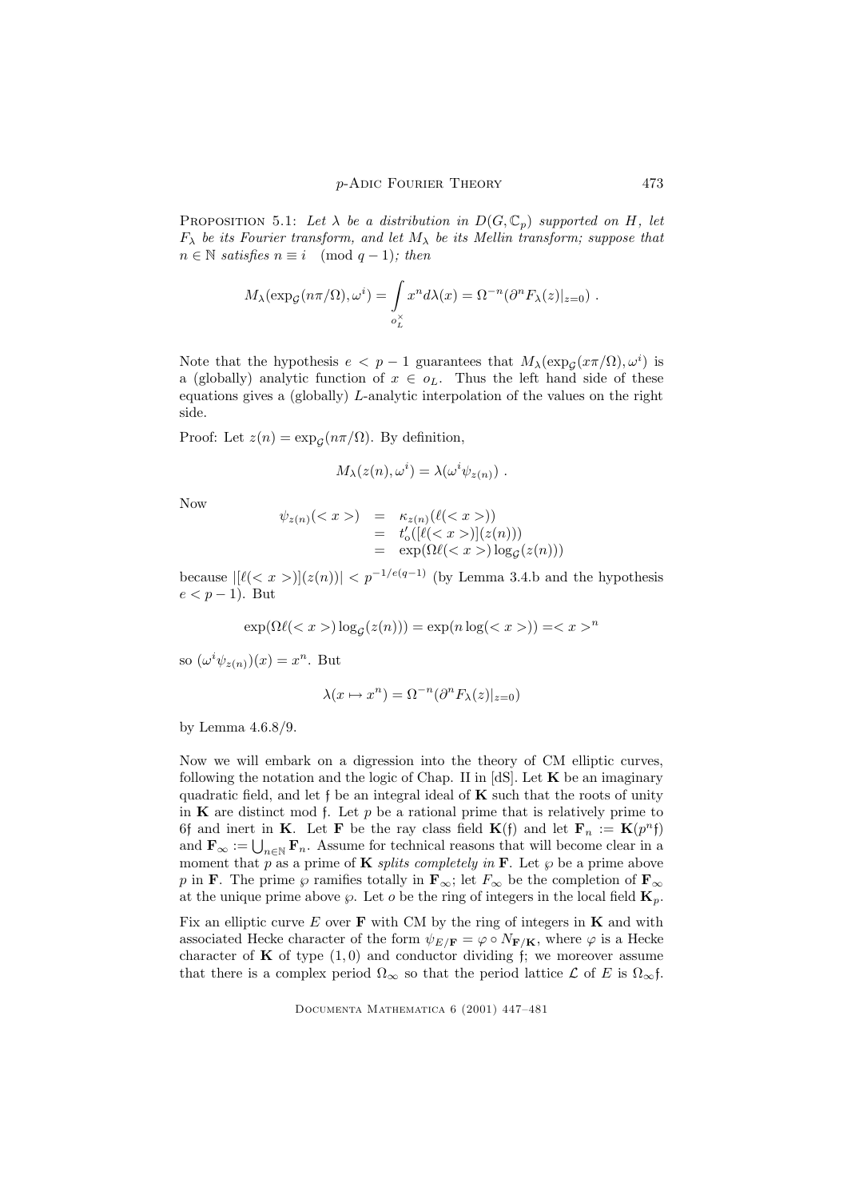Proposition 5.1: *Let $\lambda$ be a distribution in $D(G, \mathbb{C}_p)$ supported on $H$, let $F_\lambda$ be its Fourier transform, and let $M_\lambda$ be its Mellin transform; suppose that $n \in \mathbb{N}$ satisfies $n \equiv i \pmod{q-1}$; then*

$$M_\lambda(\exp_{\mathcal{G}}(n\pi/\Omega), \omega^i) = \int_{o_L^\times} x^n d\lambda(x) = \Omega^{-n}(\partial^n F_\lambda(z)|_{z=0}) .$$

Note that the hypothesis $e < p-1$ guarantees that $M_\lambda(\exp_{\mathcal{G}}(x\pi/\Omega), \omega^i)$ is a (globally) analytic function of $x \in o_L$. Thus the left hand side of these equations gives a (globally) $L$-analytic interpolation of the values on the right side.

Proof: Let $z(n) = \exp_{\mathcal{G}}(n\pi/\Omega)$. By definition,

$$M_\lambda(z(n), \omega^i) = \lambda(\omega^i \psi_{z(n)}) .$$

Now

$$\begin{aligned} \psi_{z(n)}(< x >) &= \kappa_{z(n)}(\ell(< x >)) \\ &= t_o'([\ell(< x >)](z(n))) \\ &= \exp(\Omega \ell(< x >) \log_{\mathcal{G}}(z(n))) \end{aligned}$$

because $|[\ell(< x >)](z(n))| < p^{-1/e(q-1)}$ (by Lemma 3.4.b and the hypothesis $e < p-1$). But

$$\exp(\Omega \ell(< x >) \log_{\mathcal{G}}(z(n))) = \exp(n \log(< x >)) = < x >^n$$

so $(\omega^i \psi_{z(n)})(x) = x^n$. But

$$\lambda(x \mapsto x^n) = \Omega^{-n}(\partial^n F_\lambda(z)|_{z=0})$$

by Lemma 4.6.8/9.

Now we will embark on a digression into the theory of CM elliptic curves, following the notation and the logic of Chap. II in [dS]. Let $\mathbf{K}$ be an imaginary quadratic field, and let $\mathfrak{f}$ be an integral ideal of $\mathbf{K}$ such that the roots of unity in $\mathbf{K}$ are distinct mod $\mathfrak{f}$. Let $p$ be a rational prime that is relatively prime to $6\mathfrak{f}$ and inert in $\mathbf{K}$. Let $\mathbf{F}$ be the ray class field $\mathbf{K}(\mathfrak{f})$ and let $\mathbf{F}_n := \mathbf{K}(p^n\mathfrak{f})$ and $\mathbf{F}_\infty := \bigcup_{n \in \mathbb{N}} \mathbf{F}_n$. Assume for technical reasons that will become clear in a moment that $p$ as a prime of $\mathbf{K}$ *splits completely in* $\mathbf{F}$. Let $\wp$ be a prime above $p$ in $\mathbf{F}$. The prime $\wp$ ramifies totally in $\mathbf{F}_\infty$; let $F_\infty$ be the completion of $\mathbf{F}_\infty$ at the unique prime above $\wp$. Let $o$ be the ring of integers in the local field $\mathbf{K}_p$.

Fix an elliptic curve $E$ over $\mathbf{F}$ with CM by the ring of integers in $\mathbf{K}$ and with associated Hecke character of the form $\psi_{E/\mathbf{F}} = \varphi \circ N_{\mathbf{F}/\mathbf{K}}$, where $\varphi$ is a Hecke character of $\mathbf{K}$ of type $(1,0)$ and conductor dividing $\mathfrak{f}$; we moreover assume that there is a complex period $\Omega_\infty$ so that the period lattice $\mathcal{L}$ of $E$ is $\Omega_\infty\mathfrak{f}$.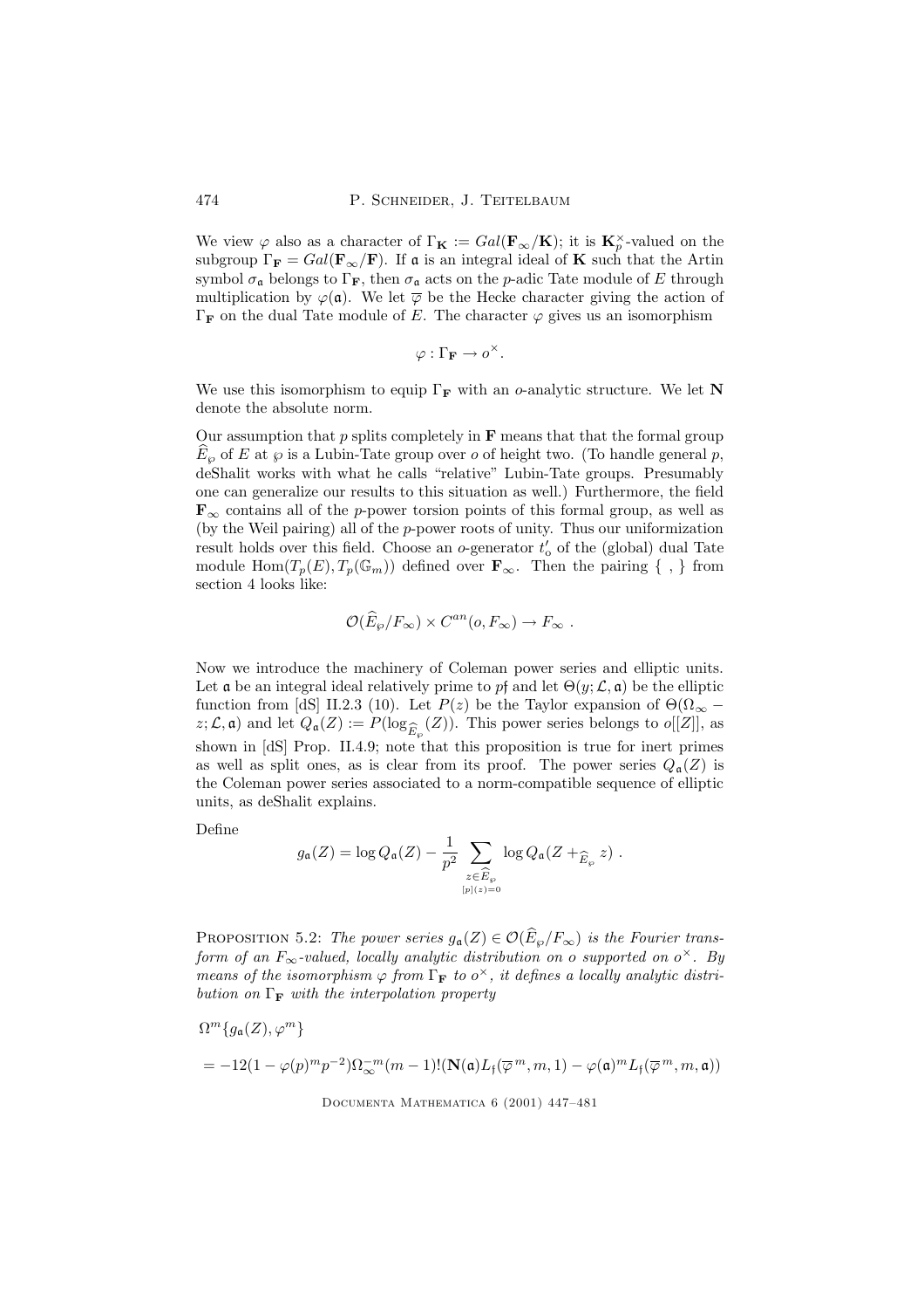We view $\varphi$ also as a character of $\Gamma_{\mathbf{K}} := Gal(\mathbf{F}_\infty/\mathbf{K})$; it is $\mathbf{K}_p^\times$-valued on the subgroup $\Gamma_{\mathbf{F}} = Gal(\mathbf{F}_\infty/\mathbf{F})$. If $\mathfrak{a}$ is an integral ideal of $\mathbf{K}$ such that the Artin symbol $\sigma_{\mathfrak{a}}$ belongs to $\Gamma_{\mathbf{F}}$, then $\sigma_{\mathfrak{a}}$ acts on the $p$-adic Tate module of $E$ through multiplication by $\varphi(\mathfrak{a})$. We let $\overline{\varphi}$ be the Hecke character giving the action of $\Gamma_{\mathbf{F}}$ on the dual Tate module of $E$. The character $\varphi$ gives us an isomorphism

$$\varphi : \Gamma_{\mathbf{F}} \to o^\times .$$

We use this isomorphism to equip $\Gamma_{\mathbf{F}}$ with an $o$-analytic structure. We let $\mathbf{N}$ denote the absolute norm.

Our assumption that $p$ splits completely in $\mathbf{F}$ means that that the formal group $\widehat{E}_\wp$ of $E$ at $\wp$ is a Lubin-Tate group over $o$ of height two. (To handle general $p$, deShalit works with what he calls "relative" Lubin-Tate groups. Presumably one can generalize our results to this situation as well.) Furthermore, the field $\mathbf{F}_\infty$ contains all of the $p$-power torsion points of this formal group, as well as (by the Weil pairing) all of the $p$-power roots of unity. Thus our uniformization result holds over this field. Choose an $o$-generator $t'_o$ of the (global) dual Tate module $\mathrm{Hom}(T_p(E), T_p(\mathbb{G}_m))$ defined over $\mathbf{F}_\infty$. Then the pairing $\{\ ,\ \}$ from section 4 looks like:

$$\mathcal{O}(\widehat{E}_\wp/F_\infty) \times C^{an}(o, F_\infty) \to F_\infty \ .$$

Now we introduce the machinery of Coleman power series and elliptic units. Let $\mathfrak{a}$ be an integral ideal relatively prime to $p\mathfrak{f}$ and let $\Theta(y; \mathcal{L}, \mathfrak{a})$ be the elliptic function from [dS] II.2.3 (10). Let $P(z)$ be the Taylor expansion of $\Theta(\Omega_\infty - z; \mathcal{L}, \mathfrak{a})$ and let $Q_{\mathfrak{a}}(Z) := P(\log_{\widehat{E}_\wp}(Z))$. This power series belongs to $o[[Z]]$, as shown in [dS] Prop. II.4.9; note that this proposition is true for inert primes as well as split ones, as is clear from its proof. The power series $Q_{\mathfrak{a}}(Z)$ is the Coleman power series associated to a norm-compatible sequence of elliptic units, as deShalit explains.

Define

$$g_{\mathfrak{a}}(Z) = \log Q_{\mathfrak{a}}(Z) - \frac{1}{p^2} \sum_{\substack{z \in \widehat{E}_\wp \\ [p](z)=0}} \log Q_{\mathfrak{a}}(Z +_{\widehat{E}_\wp} z) \ .$$

Proposition 5.2: *The power series $g_{\mathfrak{a}}(Z) \in \mathcal{O}(\widehat{E}_\wp/F_\infty)$ is the Fourier transform of an $F_\infty$-valued, locally analytic distribution on $o$ supported on $o^\times$. By means of the isomorphism $\varphi$ from $\Gamma_{\mathbf{F}}$ to $o^\times$, it defines a locally analytic distribution on $\Gamma_{\mathbf{F}}$ with the interpolation property*

$$\Omega^m \{g_{\mathfrak{a}}(Z), \varphi^m\}$$

$$= -12(1 - \varphi(p)^m p^{-2}) \Omega_\infty^{-m} (m-1)! (\mathbf{N}(\mathfrak{a}) L_{\mathfrak{f}}(\overline{\varphi}^m, m, 1) - \varphi(\mathfrak{a})^m L_{\mathfrak{f}}(\overline{\varphi}^m, m, \mathfrak{a}))$$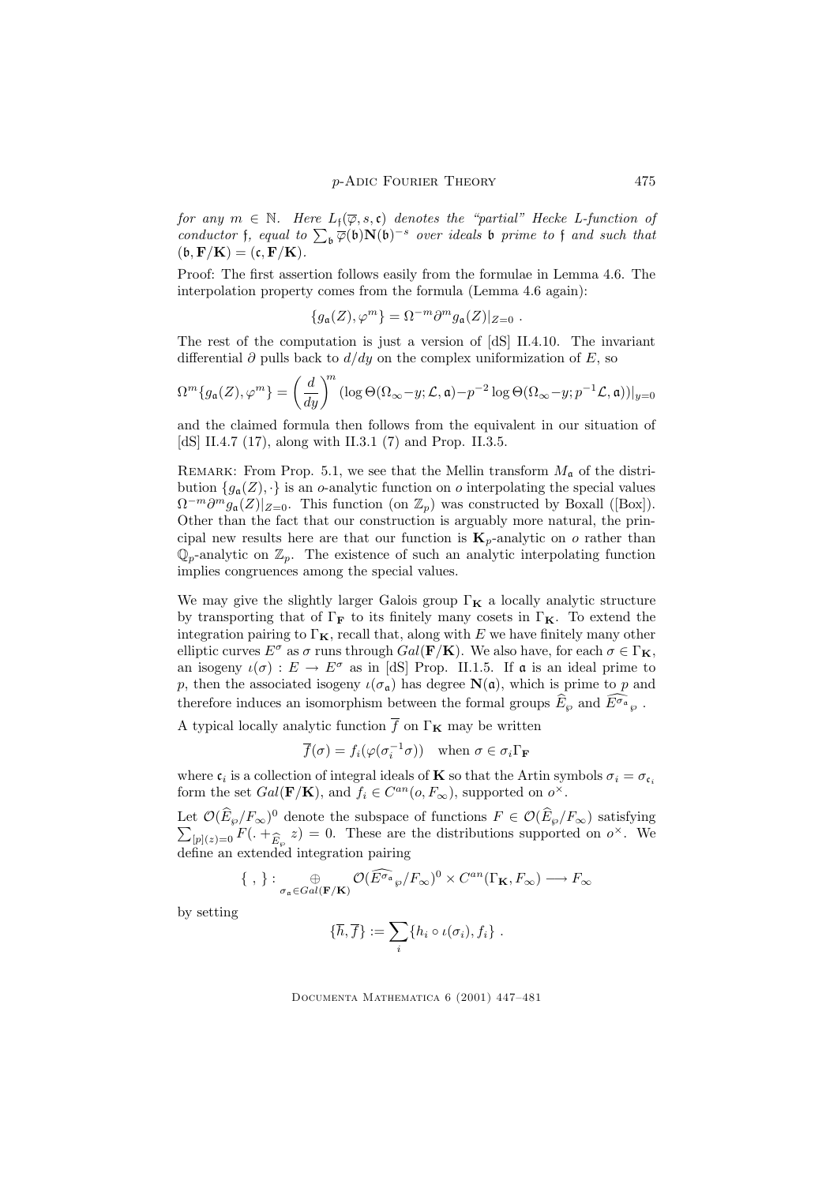*for any $m \in \mathbb{N}$. Here $L_{\mathfrak{f}}(\overline{\varphi}, s, \mathfrak{c})$ denotes the "partial" Hecke L-function of conductor $\mathfrak{f}$, equal to $\sum_{\mathfrak{b}} \overline{\varphi}(\mathfrak{b})\mathbf{N}(\mathfrak{b})^{-s}$ over ideals $\mathfrak{b}$ prime to $\mathfrak{f}$ and such that $(\mathfrak{b}, \mathbf{F}/\mathbf{K}) = (\mathfrak{c}, \mathbf{F}/\mathbf{K})$.*

Proof: The first assertion follows easily from the formulae in Lemma 4.6. The interpolation property comes from the formula (Lemma 4.6 again):

$$\{g_{\mathfrak{a}}(Z), \varphi^m\} = \Omega^{-m}\partial^m g_{\mathfrak{a}}(Z)|_{Z=0} \ .$$

The rest of the computation is just a version of [dS] II.4.10. The invariant differential $\partial$ pulls back to $d/dy$ on the complex uniformization of $E$, so

$$\Omega^m\{g_{\mathfrak{a}}(Z), \varphi^m\} = \left(\frac{d}{dy}\right)^m (\log\Theta(\Omega_\infty - y; \mathcal{L}, \mathfrak{a}) - p^{-2}\log\Theta(\Omega_\infty - y; p^{-1}\mathcal{L}, \mathfrak{a}))|_{y=0}$$

and the claimed formula then follows from the equivalent in our situation of [dS] II.4.7 (17), along with II.3.1 (7) and Prop. II.3.5.

Remark: From Prop. 5.1, we see that the Mellin transform $M_{\mathfrak{a}}$ of the distribution $\{g_{\mathfrak{a}}(Z), \cdot\}$ is an $o$-analytic function on $o$ interpolating the special values $\Omega^{-m}\partial^m g_{\mathfrak{a}}(Z)|_{Z=0}$. This function (on $\mathbb{Z}_p$) was constructed by Boxall ([Box]). Other than the fact that our construction is arguably more natural, the principal new results here are that our function is $\mathbf{K}_p$-analytic on $o$ rather than $\mathbb{Q}_p$-analytic on $\mathbb{Z}_p$. The existence of such an analytic interpolating function implies congruences among the special values.

We may give the slightly larger Galois group $\Gamma_{\mathbf{K}}$ a locally analytic structure by transporting that of $\Gamma_{\mathbf{F}}$ to its finitely many cosets in $\Gamma_{\mathbf{K}}$. To extend the integration pairing to $\Gamma_{\mathbf{K}}$, recall that, along with $E$ we have finitely many other elliptic curves $E^\sigma$ as $\sigma$ runs through $Gal(\mathbf{F}/\mathbf{K})$. We also have, for each $\sigma \in \Gamma_{\mathbf{K}}$, an isogeny $\iota(\sigma) : E \to E^\sigma$ as in [dS] Prop. II.1.5. If $\mathfrak{a}$ is an ideal prime to $p$, then the associated isogeny $\iota(\sigma_{\mathfrak{a}})$ has degree $\mathbf{N}(\mathfrak{a})$, which is prime to $p$ and therefore induces an isomorphism between the formal groups $\widehat{E}_\wp$ and $\widehat{E^{\sigma_{\mathfrak{a}}}}_\wp$.

A typical locally analytic function $\overline{f}$ on $\Gamma_{\mathbf{K}}$ may be written

$$\overline{f}(\sigma) = f_i(\varphi(\sigma_i^{-1}\sigma)) \quad \text{when } \sigma \in \sigma_i\Gamma_{\mathbf{F}}$$

where $\mathfrak{c}_i$ is a collection of integral ideals of $\mathbf{K}$ so that the Artin symbols $\sigma_i = \sigma_{\mathfrak{c}_i}$ form the set $Gal(\mathbf{F}/\mathbf{K})$, and $f_i \in C^{an}(o, F_\infty)$, supported on $o^\times$.

Let $\mathcal{O}(\widehat{E}_\wp/F_\infty)^0$ denote the subspace of functions $F \in \mathcal{O}(\widehat{E}_\wp/F_\infty)$ satisfying $\sum_{[p](z)=0} F(. +_{\widehat{E}_\wp} z) = 0$. These are the distributions supported on $o^\times$. We define an extended integration pairing

$$\{\ ,\ \} : \underset{\sigma_{\mathfrak{a}} \in Gal(\mathbf{F}/\mathbf{K})}{\oplus} \mathcal{O}(\widehat{E^{\sigma_{\mathfrak{a}}}}_\wp/F_\infty)^0 \times C^{an}(\Gamma_{\mathbf{K}}, F_\infty) \longrightarrow F_\infty$$

by setting

$$\{\overline{h}, \overline{f}\} := \sum_i \{h_i \circ \iota(\sigma_i), f_i\} \ .$$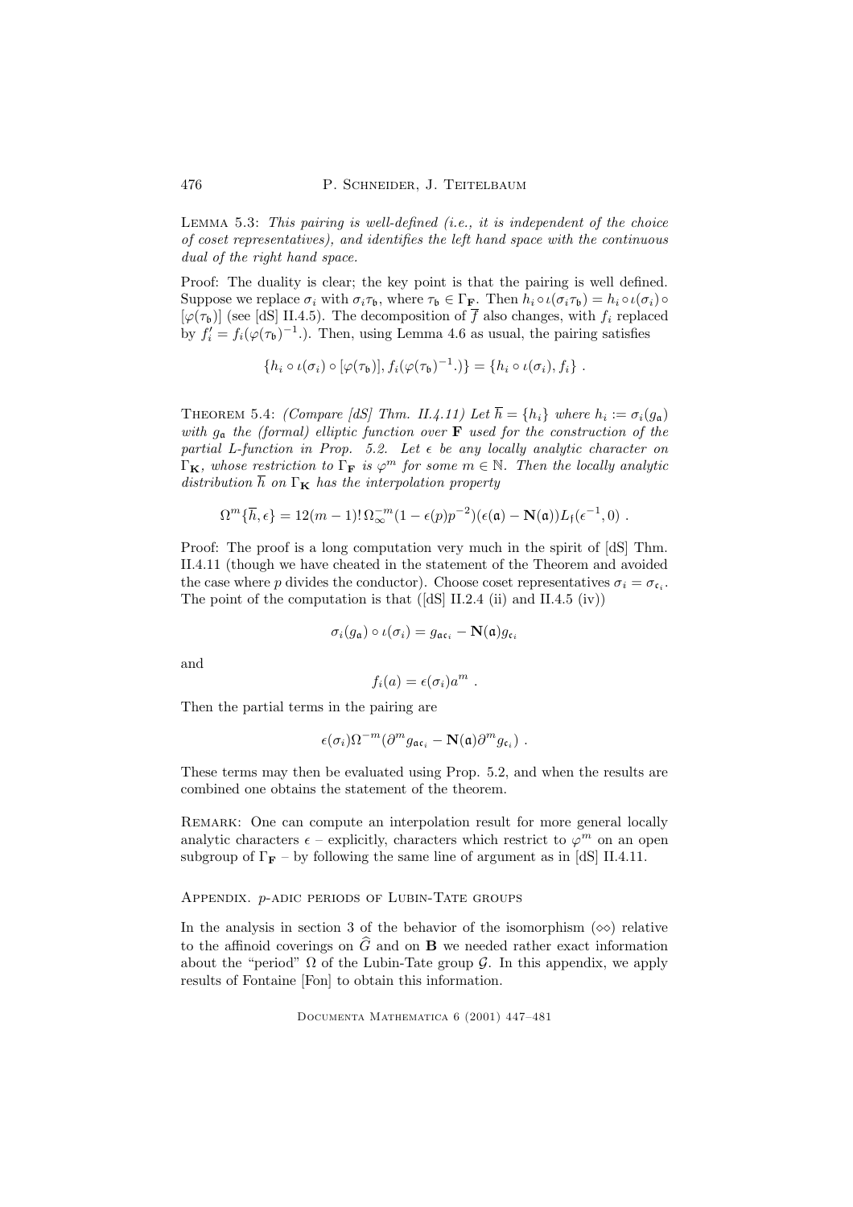Lemma 5.3: *This pairing is well-defined (i.e., it is independent of the choice of coset representatives), and identifies the left hand space with the continuous dual of the right hand space.*

Proof: The duality is clear; the key point is that the pairing is well defined. Suppose we replace $\sigma_i$ with $\sigma_i\tau_{\mathfrak{b}}$, where $\tau_{\mathfrak{b}} \in \Gamma_{\mathbf{F}}$. Then $h_i \circ \iota(\sigma_i\tau_{\mathfrak{b}}) = h_i \circ \iota(\sigma_i) \circ [\varphi(\tau_{\mathfrak{b}})]$ (see [dS] II.4.5). The decomposition of $\overline{f}$ also changes, with $f_i$ replaced by $f_i' = f_i(\varphi(\tau_{\mathfrak{b}})^{-1}.)$. Then, using Lemma 4.6 as usual, the pairing satisfies

$$\{h_i \circ \iota(\sigma_i) \circ [\varphi(\tau_{\mathfrak{b}})], f_i(\varphi(\tau_{\mathfrak{b}})^{-1}.)\} = \{h_i \circ \iota(\sigma_i), f_i\} \ .$$

Theorem 5.4: *(Compare [dS] Thm. II.4.11) Let $\overline{h} = \{h_i\}$ where $h_i := \sigma_i(g_{\mathfrak{a}})$ with $g_{\mathfrak{a}}$ the (formal) elliptic function over $\mathbf{F}$ used for the construction of the partial L-function in Prop. 5.2. Let $\epsilon$ be any locally analytic character on $\Gamma_{\mathbf{K}}$, whose restriction to $\Gamma_{\mathbf{F}}$ is $\varphi^m$ for some $m \in \mathbb{N}$. Then the locally analytic distribution $\overline{h}$ on $\Gamma_{\mathbf{K}}$ has the interpolation property*

$$\Omega^m\{\overline{h}, \epsilon\} = 12(m-1)!\,\Omega_\infty^{-m}(1 - \epsilon(p)p^{-2})(\epsilon(\mathfrak{a}) - \mathbf{N}(\mathfrak{a}))L_{\mathfrak{f}}(\epsilon^{-1}, 0) \ .$$

Proof: The proof is a long computation very much in the spirit of [dS] Thm. II.4.11 (though we have cheated in the statement of the Theorem and avoided the case where $p$ divides the conductor). Choose coset representatives $\sigma_i = \sigma_{\mathfrak{c}_i}$. The point of the computation is that ([dS] II.2.4 (ii) and II.4.5 (iv))

$$\sigma_i(g_{\mathfrak{a}}) \circ \iota(\sigma_i) = g_{\mathfrak{a}\mathfrak{c}_i} - \mathbf{N}(\mathfrak{a})g_{\mathfrak{c}_i}$$

and

$$f_i(a) = \epsilon(\sigma_i)a^m \ .$$

Then the partial terms in the pairing are

$$\epsilon(\sigma_i)\Omega^{-m}(\partial^m g_{\mathfrak{a}\mathfrak{c}_i} - \mathbf{N}(\mathfrak{a})\partial^m g_{\mathfrak{c}_i}) \ .$$

These terms may then be evaluated using Prop. 5.2, and when the results are combined one obtains the statement of the theorem.

Remark: One can compute an interpolation result for more general locally analytic characters $\epsilon$ – explicitly, characters which restrict to $\varphi^m$ on an open subgroup of $\Gamma_{\mathbf{F}}$ – by following the same line of argument as in [dS] II.4.11.

## Appendix. $p$-adic periods of Lubin-Tate groups

In the analysis in section 3 of the behavior of the isomorphism $(\diamond\diamond)$ relative to the affinoid coverings on $\widehat{G}$ and on $\mathbf{B}$ we needed rather exact information about the "period" $\Omega$ of the Lubin-Tate group $\mathcal{G}$. In this appendix, we apply results of Fontaine [Fon] to obtain this information.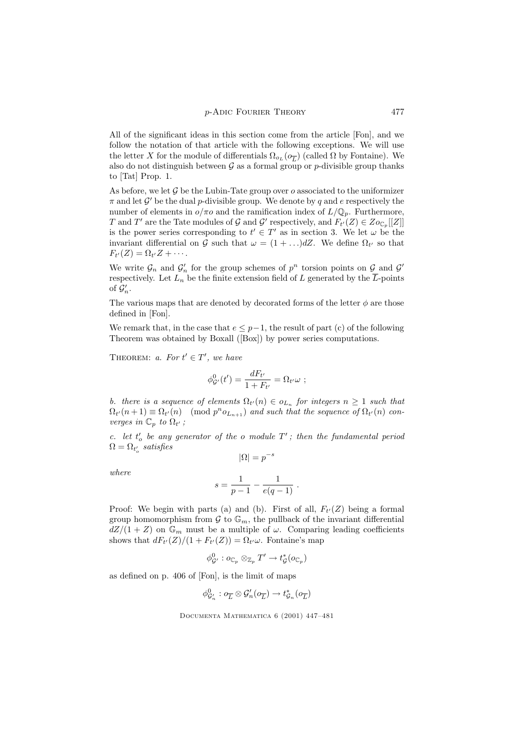All of the significant ideas in this section come from the article [Fon], and we follow the notation of that article with the following exceptions. We will use the letter $X$ for the module of differentials $\Omega_{o_L}(o_{\overline{L}})$ (called $\Omega$ by Fontaine). We also do not distinguish between $\mathcal{G}$ as a formal group or $p$-divisible group thanks to [Tat] Prop. 1.

As before, we let $\mathcal{G}$ be the Lubin-Tate group over $o$ associated to the uniformizer $\pi$ and let $\mathcal{G}'$ be the dual $p$-divisible group. We denote by $q$ and $e$ respectively the number of elements in $o/\pi o$ and the ramification index of $L/\mathbb{Q}_p$. Furthermore, $T$ and $T'$ are the Tate modules of $\mathcal{G}$ and $\mathcal{G}'$ respectively, and $F_{t'}(Z) \in Z o_{\mathbb{C}_p}[[Z]]$ is the power series corresponding to $t' \in T'$ as in section 3. We let $\omega$ be the invariant differential on $\mathcal{G}$ such that $\omega = (1 + \ldots)dZ$. We define $\Omega_{t'}$ so that $F_{t'}(Z) = \Omega_{t'} Z + \cdots$.

We write $\mathcal{G}_n$ and $\mathcal{G}'_n$ for the group schemes of $p^n$ torsion points on $\mathcal{G}$ and $\mathcal{G}'$ respectively. Let $L_n$ be the finite extension field of $L$ generated by the $\overline{L}$-points of $\mathcal{G}'_n$.

The various maps that are denoted by decorated forms of the letter $\phi$ are those defined in [Fon].

We remark that, in the case that $e \leq p-1$, the result of part (c) of the following Theorem was obtained by Boxall ([Box]) by power series computations.

Theorem: *a. For $t' \in T'$, we have*

$$\phi^0_{\mathcal{G}'}(t') = \frac{dF_{t'}}{1 + F_{t'}} = \Omega_{t'} \omega \ ;$$

*b. there is a sequence of elements $\Omega_{t'}(n) \in o_{L_n}$ for integers $n \geq 1$ such that $\Omega_{t'}(n+1) \equiv \Omega_{t'}(n) \pmod{p^n o_{L_{n+1}}}$ and such that the sequence of $\Omega_{t'}(n)$ converges in $\mathbb{C}_p$ to $\Omega_{t'}$ ;*

*c. let $t'_o$ be any generator of the $o$ module $T'$ ; then the fundamental period $\Omega = \Omega_{t'_o}$ satisfies*

$$|\Omega| = p^{-s}$$

*where*

$$s = \frac{1}{p-1} - \frac{1}{e(q-1)} \ .$$

Proof: We begin with parts (a) and (b). First of all, $F_{t'}(Z)$ being a formal group homomorphism from $\mathcal{G}$ to $\mathbb{G}_m$, the pullback of the invariant differential $dZ/(1+Z)$ on $\mathbb{G}_m$ must be a multiple of $\omega$. Comparing leading coefficients shows that $dF_{t'}(Z)/(1 + F_{t'}(Z)) = \Omega_{t'}\omega$. Fontaine's map

$$\phi^0_{\mathcal{G}'} : o_{\mathbb{C}_p} \otimes_{\mathbb{Z}_p} T' \to t^*_{\mathcal{G}}(o_{\mathbb{C}_p})$$

as defined on p. 406 of [Fon], is the limit of maps

$$\phi^0_{\mathcal{G}'_n} : o_{\overline{L}} \otimes \mathcal{G}'_n(o_{\overline{L}}) \to t^*_{\mathcal{G}_n}(o_{\overline{L}})$$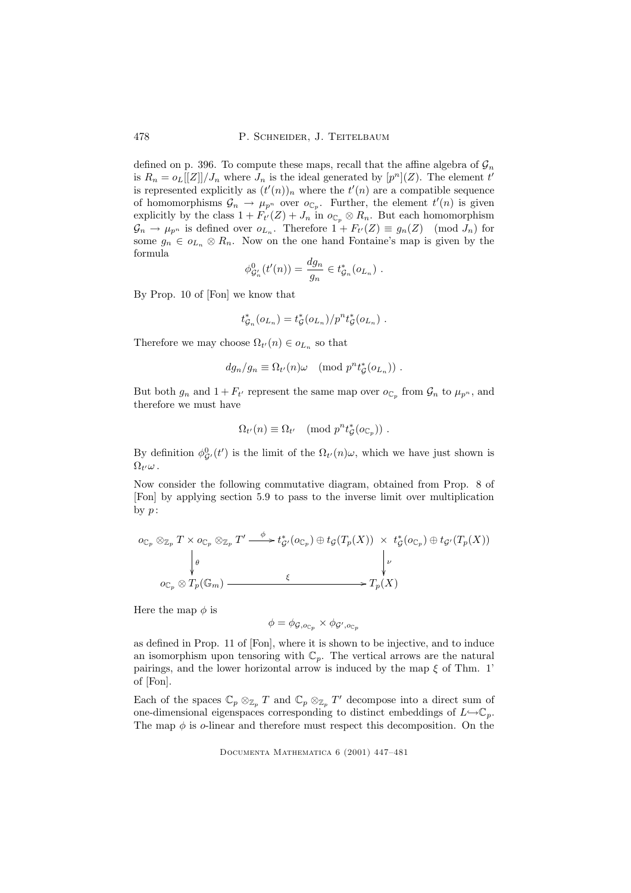defined on p. 396. To compute these maps, recall that the affine algebra of $\mathcal{G}_n$ is $R_n = o_L[[Z]]/J_n$ where $J_n$ is the ideal generated by $[p^n](Z)$. The element $t'$ is represented explicitly as $(t'(n))_n$ where the $t'(n)$ are a compatible sequence of homomorphisms $\mathcal{G}_n \to \mu_{p^n}$ over $o_{\mathbb{C}_p}$. Further, the element $t'(n)$ is given explicitly by the class $1 + F_{t'}(Z) + J_n$ in $o_{\mathbb{C}_p} \otimes R_n$. But each homomorphism $\mathcal{G}_n \to \mu_{p^n}$ is defined over $o_{L_n}$. Therefore $1 + F_{t'}(Z) \equiv g_n(Z) \pmod{J_n}$ for some $g_n \in o_{L_n} \otimes R_n$. Now on the one hand Fontaine's map is given by the formula

$$\phi^0_{\mathcal{G}'_n}(t'(n)) = \frac{dg_n}{g_n} \in t^*_{\mathcal{G}_n}(o_{L_n}) \ .$$

By Prop. 10 of [Fon] we know that

$$t^*_{\mathcal{G}_n}(o_{L_n}) = t^*_{\mathcal{G}}(o_{L_n})/p^n t^*_{\mathcal{G}}(o_{L_n}) \ .$$

Therefore we may choose $\Omega_{t'}(n) \in o_{L_n}$ so that

$$dg_n/g_n \equiv \Omega_{t'}(n)\omega \pmod{p^n t^*_{\mathcal{G}}(o_{L_n})} \ .$$

But both $g_n$ and $1 + F_{t'}$ represent the same map over $o_{\mathbb{C}_p}$ from $\mathcal{G}_n$ to $\mu_{p^n}$, and therefore we must have

$$\Omega_{t'}(n) \equiv \Omega_{t'} \pmod{p^n t^*_{\mathcal{G}}(o_{\mathbb{C}_p})} \ .$$

By definition $\phi^0_{\mathcal{G}'}(t')$ is the limit of the $\Omega_{t'}(n)\omega$, which we have just shown is $\Omega_{t'}\omega$.

Now consider the following commutative diagram, obtained from Prop. 8 of [Fon] by applying section 5.9 to pass to the inverse limit over multiplication by $p$:

$$\begin{array}{ccc}
o_{\mathbb{C}_p} \otimes_{\mathbb{Z}_p} T \times o_{\mathbb{C}_p} \otimes_{\mathbb{Z}_p} T' & \xrightarrow{\ \phi\ } & t^*_{\mathcal{G}'}(o_{\mathbb{C}_p}) \oplus t_{\mathcal{G}}(T_p(X)) \ \times \ t^*_{\mathcal{G}}(o_{\mathbb{C}_p}) \oplus t_{\mathcal{G}'}(T_p(X)) \\
\downarrow \theta & & \downarrow \nu \\
o_{\mathbb{C}_p} \otimes T_p(\mathbb{G}_m) & \xrightarrow{\ \xi\ } & T_p(X)
\end{array}$$

Here the map $\phi$ is

$$\phi = \phi_{\mathcal{G}, o_{\mathbb{C}_p}} \times \phi_{\mathcal{G}', o_{\mathbb{C}_p}}$$

as defined in Prop. 11 of [Fon], where it is shown to be injective, and to induce an isomorphism upon tensoring with $\mathbb{C}_p$. The vertical arrows are the natural pairings, and the lower horizontal arrow is induced by the map $\xi$ of Thm. 1' of [Fon].

Each of the spaces $\mathbb{C}_p \otimes_{\mathbb{Z}_p} T$ and $\mathbb{C}_p \otimes_{\mathbb{Z}_p} T'$ decompose into a direct sum of one-dimensional eigenspaces corresponding to distinct embeddings of $L \hookrightarrow \mathbb{C}_p$. The map $\phi$ is $o$-linear and therefore must respect this decomposition. On the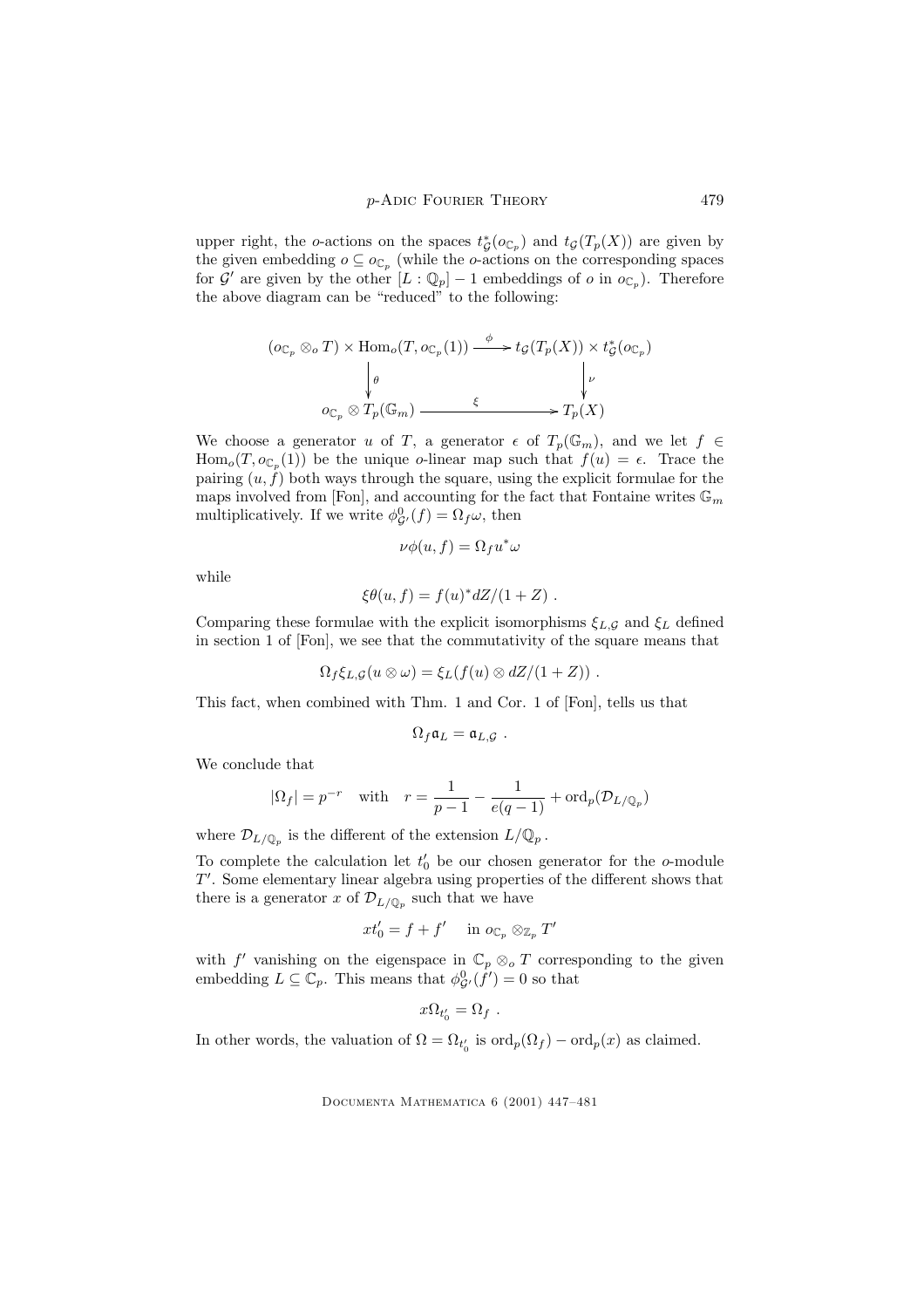upper right, the $o$-actions on the spaces $t^*_{\mathcal{G}}(o_{\mathbb{C}_p})$ and $t_{\mathcal{G}}(T_p(X))$ are given by the given embedding $o \subseteq o_{\mathbb{C}_p}$ (while the $o$-actions on the corresponding spaces for $\mathcal{G}'$ are given by the other $[L : \mathbb{Q}_p] - 1$ embeddings of $o$ in $o_{\mathbb{C}_p}$). Therefore the above diagram can be "reduced" to the following:

$$\begin{array}{ccc}
(o_{\mathbb{C}_p} \otimes_o T) \times \operatorname{Hom}_o(T, o_{\mathbb{C}_p}(1)) & \xrightarrow{\ \phi\ } & t_{\mathcal{G}}(T_p(X)) \times t^*_{\mathcal{G}}(o_{\mathbb{C}_p}) \\
\Big\downarrow \theta & & \Big\downarrow \nu \\
o_{\mathbb{C}_p} \otimes T_p(\mathbb{G}_m) & \xrightarrow{\ \xi\ } & T_p(X)
\end{array}$$

We choose a generator $u$ of $T$, a generator $\epsilon$ of $T_p(\mathbb{G}_m)$, and we let $f \in \operatorname{Hom}_o(T, o_{\mathbb{C}_p}(1))$ be the unique $o$-linear map such that $f(u) = \epsilon$. Trace the pairing $(u, f)$ both ways through the square, using the explicit formulae for the maps involved from [Fon], and accounting for the fact that Fontaine writes $\mathbb{G}_m$ multiplicatively. If we write $\phi^0_{\mathcal{G}'}(f) = \Omega_f \omega$, then

$$\nu\phi(u, f) = \Omega_f u^* \omega$$

while

$$\xi\theta(u, f) = f(u)^* dZ/(1 + Z) \ .$$

Comparing these formulae with the explicit isomorphisms $\xi_{L,\mathcal{G}}$ and $\xi_L$ defined in section 1 of [Fon], we see that the commutativity of the square means that

$$\Omega_f \xi_{L,\mathcal{G}}(u \otimes \omega) = \xi_L(f(u) \otimes dZ/(1 + Z)) \ .$$

This fact, when combined with Thm. 1 and Cor. 1 of [Fon], tells us that

$$\Omega_f \mathfrak{a}_L = \mathfrak{a}_{L,\mathcal{G}} \ .$$

We conclude that

$$|\Omega_f| = p^{-r} \quad \text{with} \quad r = \frac{1}{p-1} - \frac{1}{e(q-1)} + \operatorname{ord}_p(\mathcal{D}_{L/\mathbb{Q}_p})$$

where $\mathcal{D}_{L/\mathbb{Q}_p}$ is the different of the extension $L/\mathbb{Q}_p$.

To complete the calculation let $t'_0$ be our chosen generator for the $o$-module $T'$. Some elementary linear algebra using properties of the different shows that there is a generator $x$ of $\mathcal{D}_{L/\mathbb{Q}_p}$ such that we have

$$x t'_0 = f + f' \quad \text{ in } o_{\mathbb{C}_p} \otimes_{\mathbb{Z}_p} T'$$

with $f'$ vanishing on the eigenspace in $\mathbb{C}_p \otimes_o T$ corresponding to the given embedding $L \subseteq \mathbb{C}_p$. This means that $\phi^0_{\mathcal{G}'}(f') = 0$ so that

$$x \Omega_{t'_0} = \Omega_f \ .$$

In other words, the valuation of $\Omega = \Omega_{t'_0}$ is $\operatorname{ord}_p(\Omega_f) - \operatorname{ord}_p(x)$ as claimed.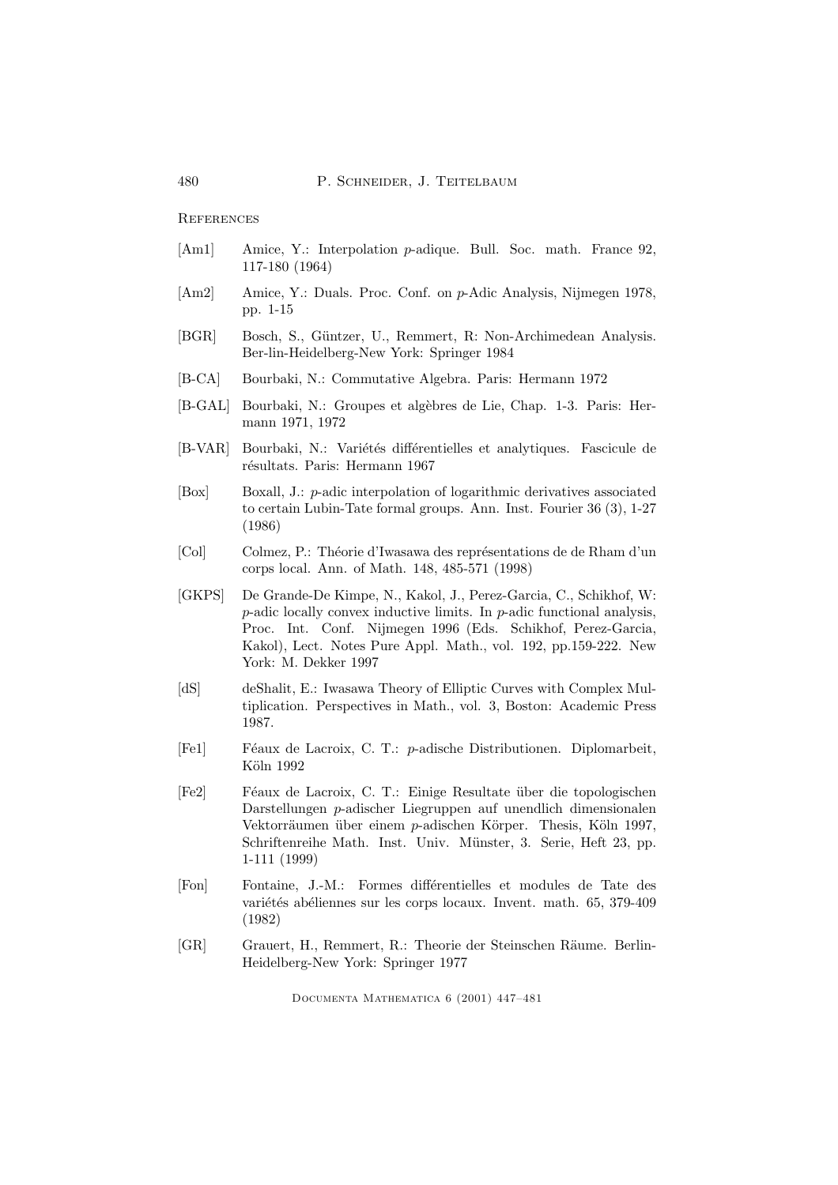## References

[Am1] Amice, Y.: Interpolation $p$-adique. Bull. Soc. math. France 92, 117-180 (1964)

[Am2] Amice, Y.: Duals. Proc. Conf. on $p$-Adic Analysis, Nijmegen 1978, pp. 1-15

[BGR] Bosch, S., Güntzer, U., Remmert, R: Non-Archimedean Analysis. Ber-lin-Heidelberg-New York: Springer 1984

[B-CA] Bourbaki, N.: Commutative Algebra. Paris: Hermann 1972

[B-GAL] Bourbaki, N.: Groupes et algèbres de Lie, Chap. 1-3. Paris: Hermann 1971, 1972

[B-VAR] Bourbaki, N.: Variétés différentielles et analytiques. Fascicule de résultats. Paris: Hermann 1967

[Box] Boxall, J.: $p$-adic interpolation of logarithmic derivatives associated to certain Lubin-Tate formal groups. Ann. Inst. Fourier 36 (3), 1-27 (1986)

[Col] Colmez, P.: Théorie d'Iwasawa des représentations de de Rham d'un corps local. Ann. of Math. 148, 485-571 (1998)

[GKPS] De Grande-De Kimpe, N., Kakol, J., Perez-Garcia, C., Schikhof, W: $p$-adic locally convex inductive limits. In $p$-adic functional analysis, Proc. Int. Conf. Nijmegen 1996 (Eds. Schikhof, Perez-Garcia, Kakol), Lect. Notes Pure Appl. Math., vol. 192, pp.159-222. New York: M. Dekker 1997

[dS] deShalit, E.: Iwasawa Theory of Elliptic Curves with Complex Multiplication. Perspectives in Math., vol. 3, Boston: Academic Press 1987.

[Fe1] Féaux de Lacroix, C. T.: $p$-adische Distributionen. Diplomarbeit, Köln 1992

[Fe2] Féaux de Lacroix, C. T.: Einige Resultate über die topologischen Darstellungen $p$-adischer Liegruppen auf unendlich dimensionalen Vektorräumen über einem $p$-adischen Körper. Thesis, Köln 1997, Schriftenreihe Math. Inst. Univ. Münster, 3. Serie, Heft 23, pp. 1-111 (1999)

[Fon] Fontaine, J.-M.: Formes différentielles et modules de Tate des variétés abéliennes sur les corps locaux. Invent. math. 65, 379-409 (1982)

[GR] Grauert, H., Remmert, R.: Theorie der Steinschen Räume. Berlin-Heidelberg-New York: Springer 1977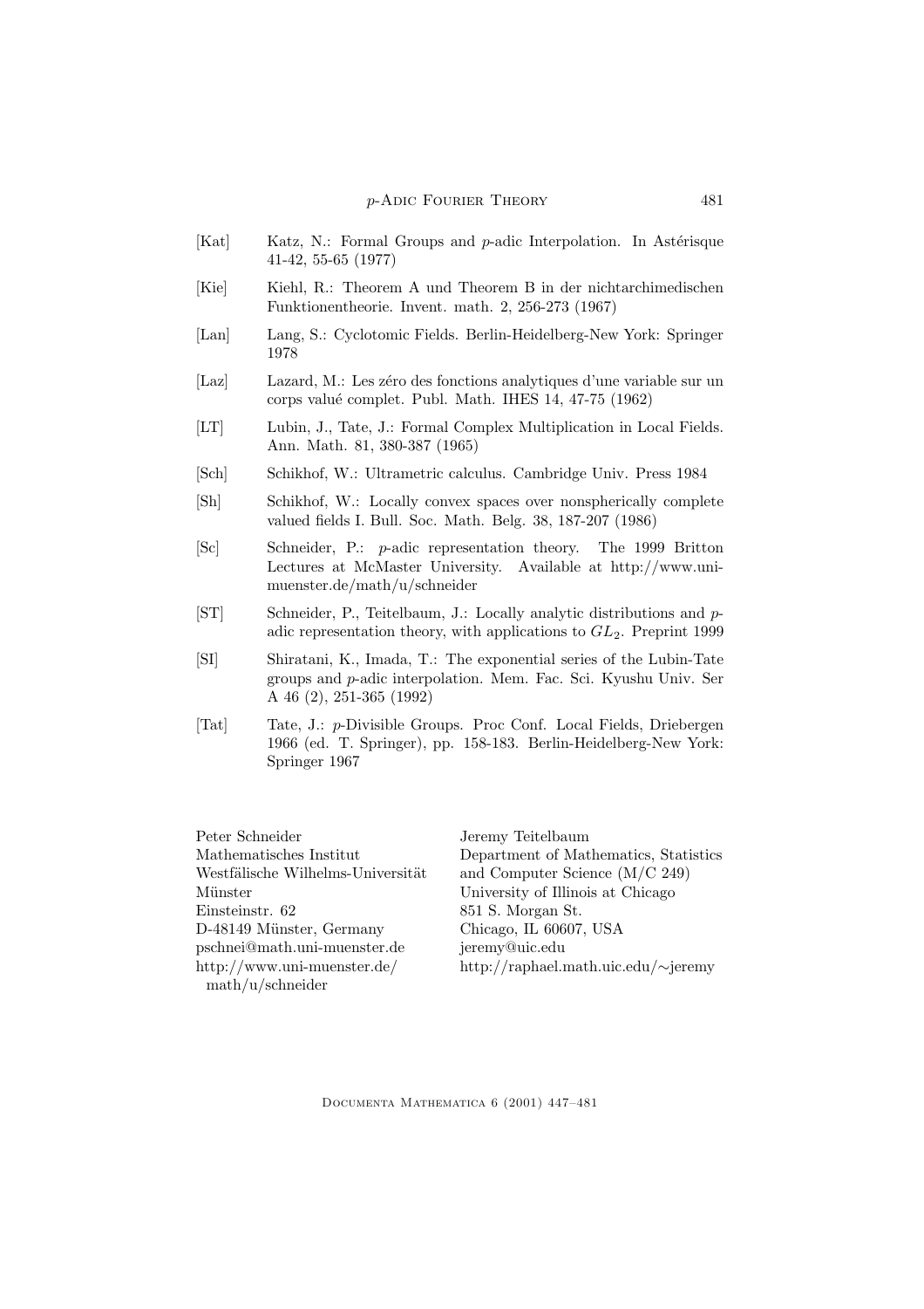[Kat] Katz, N.: Formal Groups and $p$-adic Interpolation. In Astérisque 41-42, 55-65 (1977)

[Kie] Kiehl, R.: Theorem A und Theorem B in der nichtarchimedischen Funktionentheorie. Invent. math. 2, 256-273 (1967)

[Lan] Lang, S.: Cyclotomic Fields. Berlin-Heidelberg-New York: Springer 1978

[Laz] Lazard, M.: Les zéro des fonctions analytiques d'une variable sur un corps valué complet. Publ. Math. IHES 14, 47-75 (1962)

[LT] Lubin, J., Tate, J.: Formal Complex Multiplication in Local Fields. Ann. Math. 81, 380-387 (1965)

[Sch] Schikhof, W.: Ultrametric calculus. Cambridge Univ. Press 1984

[Sh] Schikhof, W.: Locally convex spaces over nonspherically complete valued fields I. Bull. Soc. Math. Belg. 38, 187-207 (1986)

[Sc] Schneider, P.: $p$-adic representation theory. The 1999 Britton Lectures at McMaster University. Available at http://www.uni-muenster.de/math/u/schneider

[ST] Schneider, P., Teitelbaum, J.: Locally analytic distributions and $p$-adic representation theory, with applications to $GL_2$. Preprint 1999

[SI] Shiratani, K., Imada, T.: The exponential series of the Lubin-Tate groups and $p$-adic interpolation. Mem. Fac. Sci. Kyushu Univ. Ser A 46 (2), 251-365 (1992)

[Tat] Tate, J.: $p$-Divisible Groups. Proc Conf. Local Fields, Driebergen 1966 (ed. T. Springer), pp. 158-183. Berlin-Heidelberg-New York: Springer 1967

Peter Schneider
Mathematisches Institut
Westfälische Wilhelms-Universität Münster
Einsteinstr. 62
D-48149 Münster, Germany
pschnei@math.uni-muenster.de
http://www.uni-muenster.de/math/u/schneider

Jeremy Teitelbaum
Department of Mathematics, Statistics and Computer Science (M/C 249)
University of Illinois at Chicago
851 S. Morgan St.
Chicago, IL 60607, USA
jeremy@uic.edu
http://raphael.math.uic.edu/~jeremy